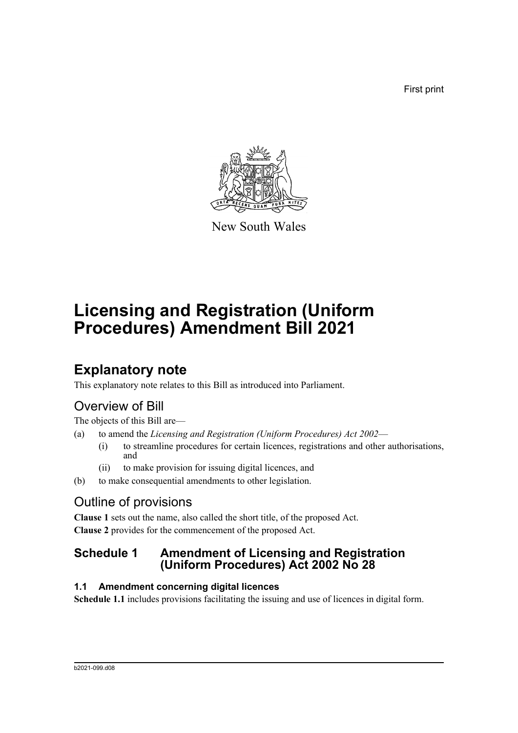First print

New South Wales

# Licensing and Registration (Uniform Procedures) Amendment Bill 2021

## Explanatory note

This explanatory note relates to this Bill as introduced into Parliament.

### Overview of Bill

The objects of this Bill are—

(a) to amend the *Licensing and Registration (Uniform Procedures) Act 2002*—
    (i) to streamline procedures for certain licences, registrations and other authorisations, and
    (ii) to make provision for issuing digital licences, and

(b) to make consequential amendments to other legislation.

### Outline of provisions

**Clause 1** sets out the name, also called the short title, of the proposed Act.

**Clause 2** provides for the commencement of the proposed Act.

### Schedule 1 Amendment of Licensing and Registration (Uniform Procedures) Act 2002 No 28

#### 1.1 Amendment concerning digital licences

**Schedule 1.1** includes provisions facilitating the issuing and use of licences in digital form.

b2021-099.d08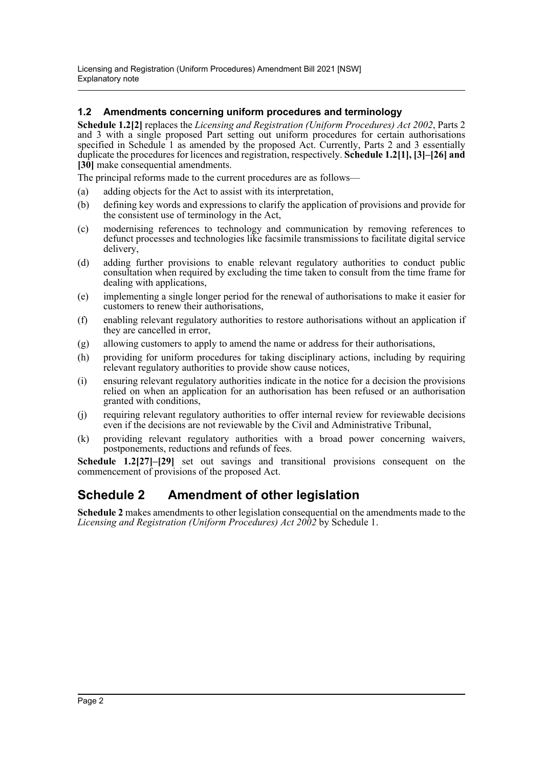### 1.2 Amendments concerning uniform procedures and terminology

**Schedule 1.2[2]** replaces the *Licensing and Registration (Uniform Procedures) Act 2002*, Parts 2 and 3 with a single proposed Part setting out uniform procedures for certain authorisations specified in Schedule 1 as amended by the proposed Act. Currently, Parts 2 and 3 essentially duplicate the procedures for licences and registration, respectively. **Schedule 1.2[1], [3]–[26] and [30]** make consequential amendments.

The principal reforms made to the current procedures are as follows—

(a) adding objects for the Act to assist with its interpretation,

(b) defining key words and expressions to clarify the application of provisions and provide for the consistent use of terminology in the Act,

(c) modernising references to technology and communication by removing references to defunct processes and technologies like facsimile transmissions to facilitate digital service delivery,

(d) adding further provisions to enable relevant regulatory authorities to conduct public consultation when required by excluding the time taken to consult from the time frame for dealing with applications,

(e) implementing a single longer period for the renewal of authorisations to make it easier for customers to renew their authorisations,

(f) enabling relevant regulatory authorities to restore authorisations without an application if they are cancelled in error,

(g) allowing customers to apply to amend the name or address for their authorisations,

(h) providing for uniform procedures for taking disciplinary actions, including by requiring relevant regulatory authorities to provide show cause notices,

(i) ensuring relevant regulatory authorities indicate in the notice for a decision the provisions relied on when an application for an authorisation has been refused or an authorisation granted with conditions,

(j) requiring relevant regulatory authorities to offer internal review for reviewable decisions even if the decisions are not reviewable by the Civil and Administrative Tribunal,

(k) providing relevant regulatory authorities with a broad power concerning waivers, postponements, reductions and refunds of fees.

**Schedule 1.2[27]–[29]** set out savings and transitional provisions consequent on the commencement of provisions of the proposed Act.

## Schedule 2 Amendment of other legislation

**Schedule 2** makes amendments to other legislation consequential on the amendments made to the *Licensing and Registration (Uniform Procedures) Act 2002* by Schedule 1.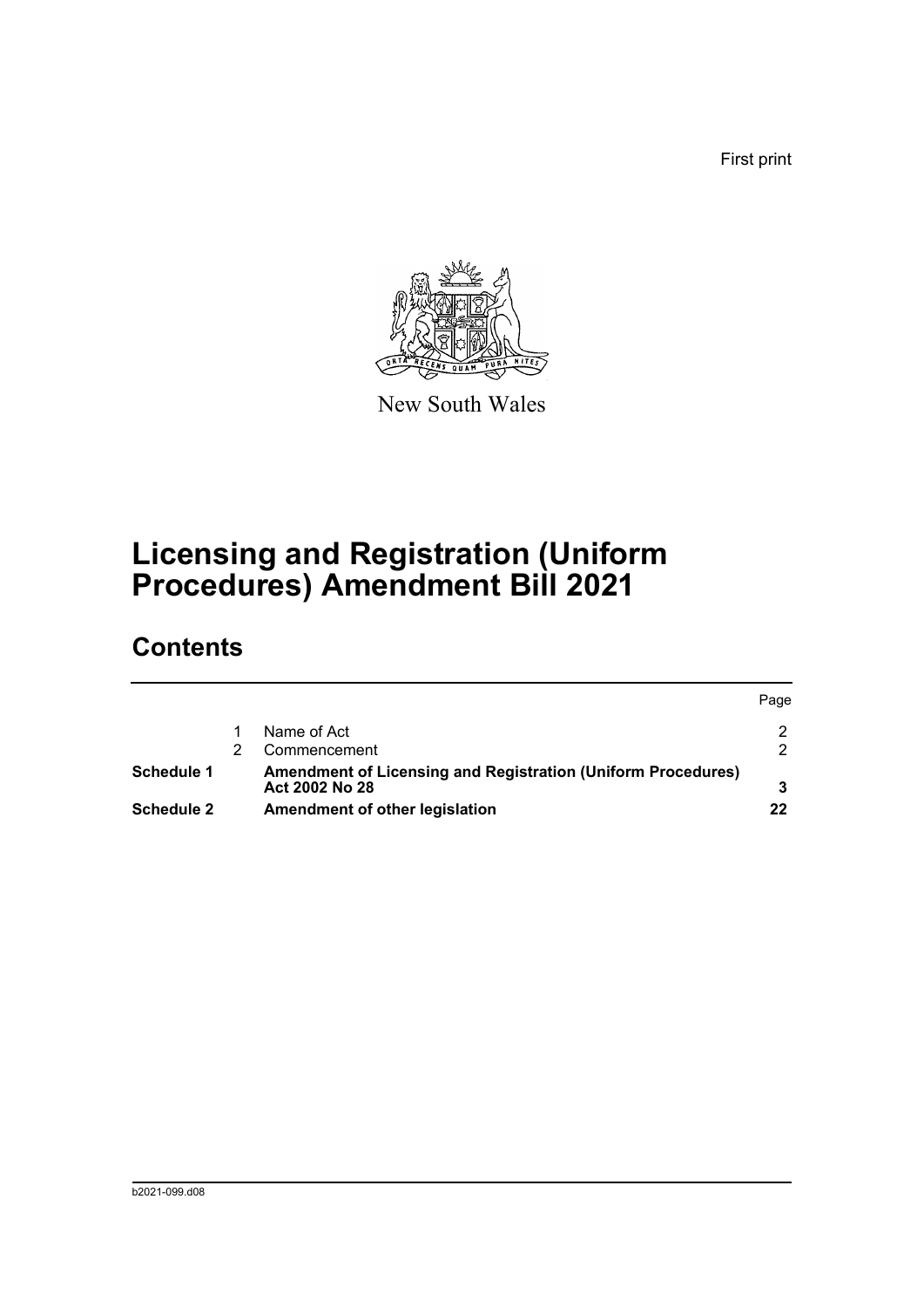First print

New South Wales

# Licensing and Registration (Uniform Procedures) Amendment Bill 2021

## Contents

| | | | Page |
|---|---|---|---|
| | 1 | Name of Act | 2 |
| | 2 | Commencement | 2 |
| **Schedule 1** | | **Amendment of Licensing and Registration (Uniform Procedures) Act 2002 No 28** | **3** |
| **Schedule 2** | | **Amendment of other legislation** | **22** |

b2021-099.d08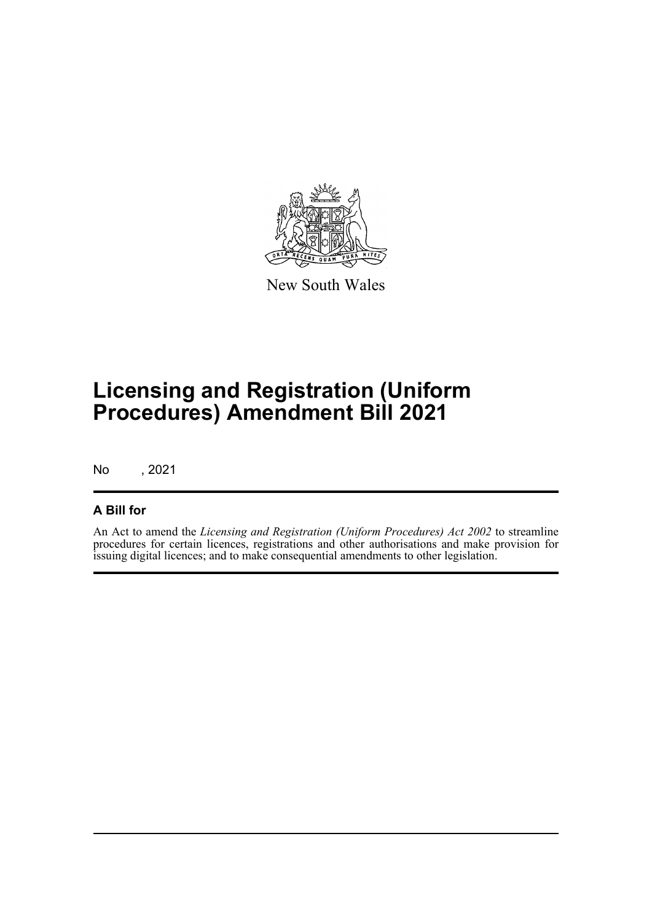New South Wales

# Licensing and Registration (Uniform Procedures) Amendment Bill 2021

No , 2021

## A Bill for

An Act to amend the *Licensing and Registration (Uniform Procedures) Act 2002* to streamline procedures for certain licences, registrations and other authorisations and make provision for issuing digital licences; and to make consequential amendments to other legislation.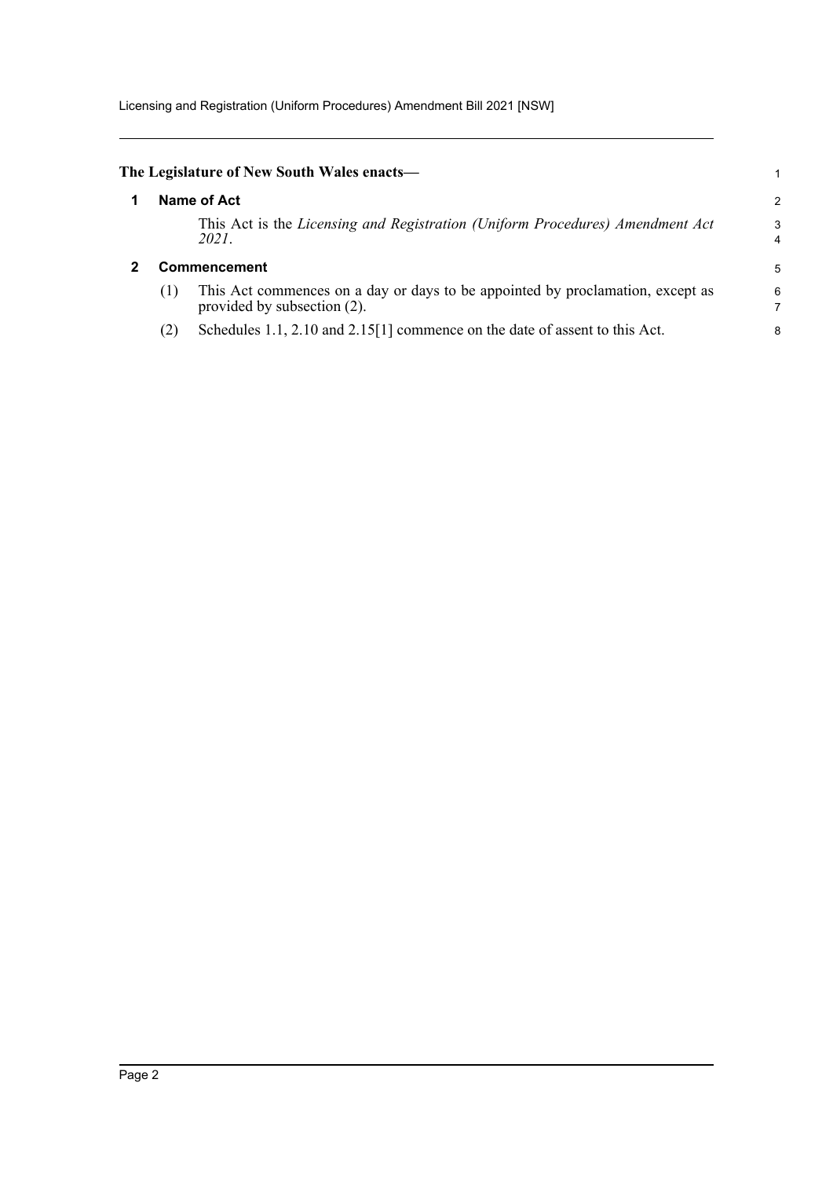**The Legislature of New South Wales enacts—**

## 1 Name of Act

This Act is the *Licensing and Registration (Uniform Procedures) Amendment Act 2021*.

## 2 Commencement

(1) This Act commences on a day or days to be appointed by proclamation, except as provided by subsection (2).

(2) Schedules 1.1, 2.10 and 2.15[1] commence on the date of assent to this Act.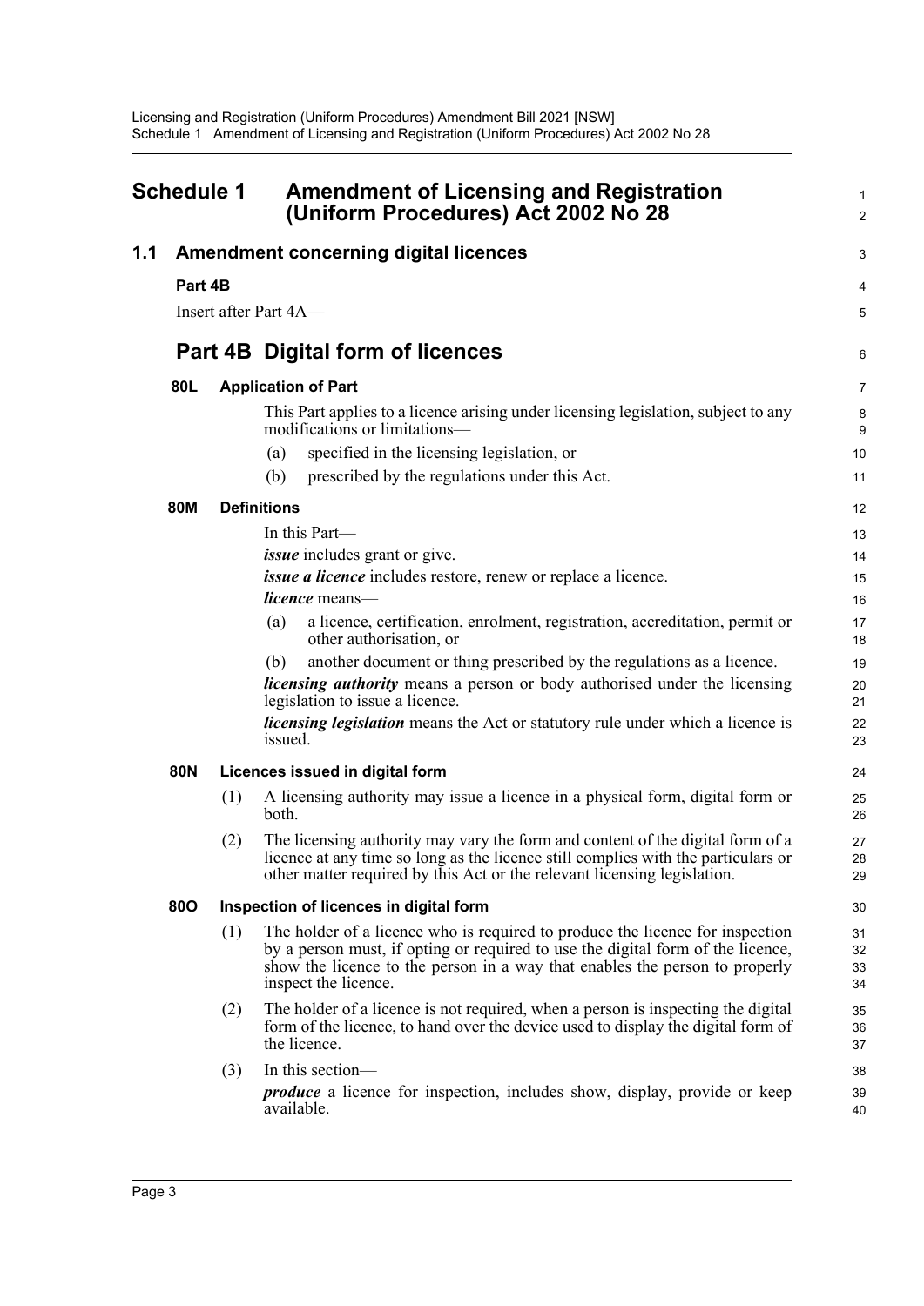# Schedule 1 Amendment of Licensing and Registration (Uniform Procedures) Act 2002 No 28

## 1.1 Amendment concerning digital licences

### Part 4B

Insert after Part 4A—

## Part 4B Digital form of licences

### 80L Application of Part

This Part applies to a licence arising under licensing legislation, subject to any modifications or limitations—

(a) specified in the licensing legislation, or

(b) prescribed by the regulations under this Act.

### 80M Definitions

In this Part—

***issue*** includes grant or give.

***issue a licence*** includes restore, renew or replace a licence.

***licence*** means—

(a) a licence, certification, enrolment, registration, accreditation, permit or other authorisation, or

(b) another document or thing prescribed by the regulations as a licence.

***licensing authority*** means a person or body authorised under the licensing legislation to issue a licence.

***licensing legislation*** means the Act or statutory rule under which a licence is issued.

### 80N Licences issued in digital form

(1) A licensing authority may issue a licence in a physical form, digital form or both.

(2) The licensing authority may vary the form and content of the digital form of a licence at any time so long as the licence still complies with the particulars or other matter required by this Act or the relevant licensing legislation.

### 80O Inspection of licences in digital form

(1) The holder of a licence who is required to produce the licence for inspection by a person must, if opting or required to use the digital form of the licence, show the licence to the person in a way that enables the person to properly inspect the licence.

(2) The holder of a licence is not required, when a person is inspecting the digital form of the licence, to hand over the device used to display the digital form of the licence.

(3) In this section—

***produce*** a licence for inspection, includes show, display, provide or keep available.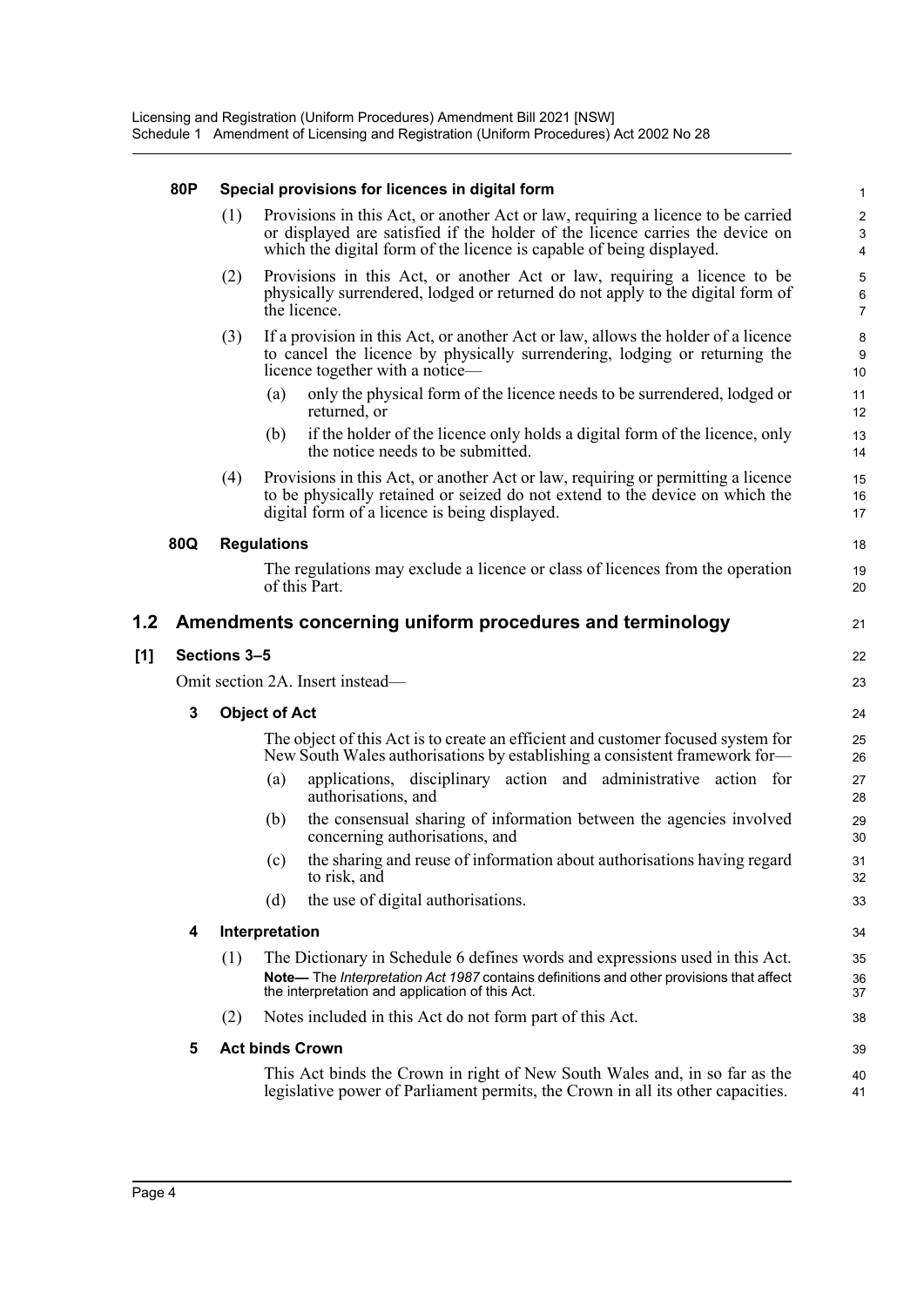**80P Special provisions for licences in digital form**

(1) Provisions in this Act, or another Act or law, requiring a licence to be carried or displayed are satisfied if the holder of the licence carries the device on which the digital form of the licence is capable of being displayed.

(2) Provisions in this Act, or another Act or law, requiring a licence to be physically surrendered, lodged or returned do not apply to the digital form of the licence.

(3) If a provision in this Act, or another Act or law, allows the holder of a licence to cancel the licence by physically surrendering, lodging or returning the licence together with a notice—

(a) only the physical form of the licence needs to be surrendered, lodged or returned, or

(b) if the holder of the licence only holds a digital form of the licence, only the notice needs to be submitted.

(4) Provisions in this Act, or another Act or law, requiring or permitting a licence to be physically retained or seized do not extend to the device on which the digital form of a licence is being displayed.

**80Q Regulations**

The regulations may exclude a licence or class of licences from the operation of this Part.

## 1.2 Amendments concerning uniform procedures and terminology

**[1] Sections 3–5**

Omit section 2A. Insert instead—

**3 Object of Act**

The object of this Act is to create an efficient and customer focused system for New South Wales authorisations by establishing a consistent framework for—

(a) applications, disciplinary action and administrative action for authorisations, and

(b) the consensual sharing of information between the agencies involved concerning authorisations, and

(c) the sharing and reuse of information about authorisations having regard to risk, and

(d) the use of digital authorisations.

**4 Interpretation**

(1) The Dictionary in Schedule 6 defines words and expressions used in this Act.

**Note—** The *Interpretation Act 1987* contains definitions and other provisions that affect the interpretation and application of this Act.

(2) Notes included in this Act do not form part of this Act.

**5 Act binds Crown**

This Act binds the Crown in right of New South Wales and, in so far as the legislative power of Parliament permits, the Crown in all its other capacities.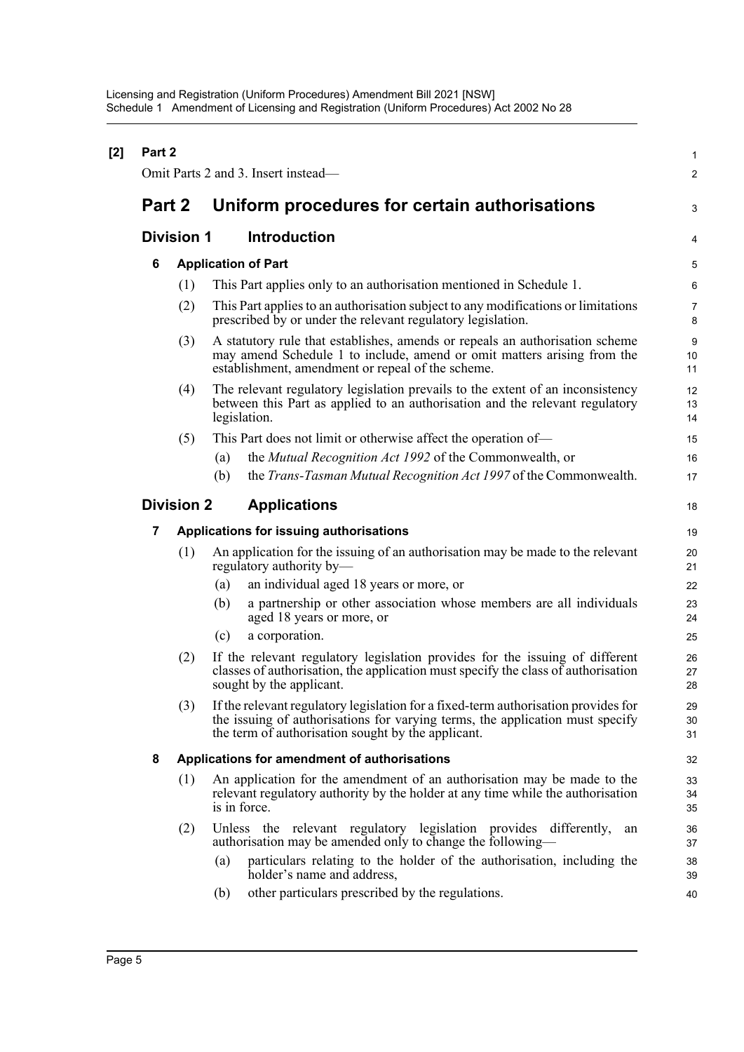**[2] Part 2**

Omit Parts 2 and 3. Insert instead—

# Part 2 Uniform procedures for certain authorisations

## Division 1 Introduction

### 6 Application of Part

(1) This Part applies only to an authorisation mentioned in Schedule 1.

(2) This Part applies to an authorisation subject to any modifications or limitations prescribed by or under the relevant regulatory legislation.

(3) A statutory rule that establishes, amends or repeals an authorisation scheme may amend Schedule 1 to include, amend or omit matters arising from the establishment, amendment or repeal of the scheme.

(4) The relevant regulatory legislation prevails to the extent of an inconsistency between this Part as applied to an authorisation and the relevant regulatory legislation.

(5) This Part does not limit or otherwise affect the operation of—

- (a) the *Mutual Recognition Act 1992* of the Commonwealth, or
- (b) the *Trans-Tasman Mutual Recognition Act 1997* of the Commonwealth.

## Division 2 Applications

### 7 Applications for issuing authorisations

(1) An application for the issuing of an authorisation may be made to the relevant regulatory authority by—

- (a) an individual aged 18 years or more, or
- (b) a partnership or other association whose members are all individuals aged 18 years or more, or
- (c) a corporation.

(2) If the relevant regulatory legislation provides for the issuing of different classes of authorisation, the application must specify the class of authorisation sought by the applicant.

(3) If the relevant regulatory legislation for a fixed-term authorisation provides for the issuing of authorisations for varying terms, the application must specify the term of authorisation sought by the applicant.

### 8 Applications for amendment of authorisations

(1) An application for the amendment of an authorisation may be made to the relevant regulatory authority by the holder at any time while the authorisation is in force.

(2) Unless the relevant regulatory legislation provides differently, an authorisation may be amended only to change the following—

- (a) particulars relating to the holder of the authorisation, including the holder's name and address,
- (b) other particulars prescribed by the regulations.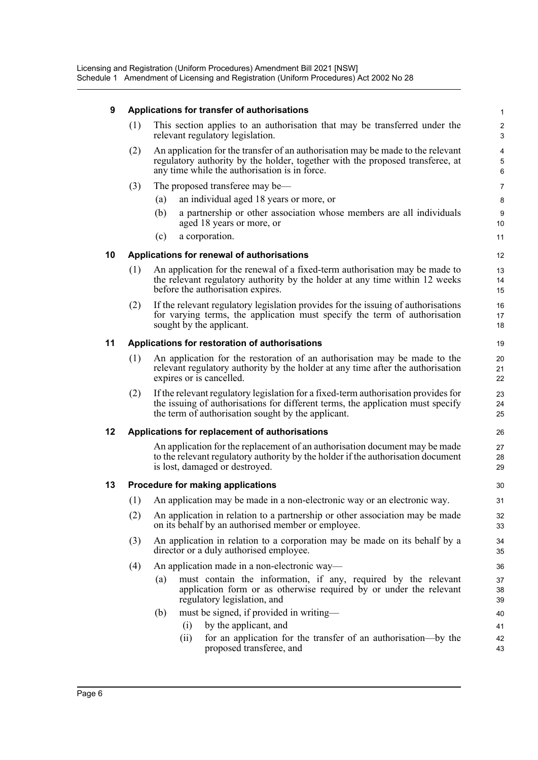**9 Applications for transfer of authorisations**

(1) This section applies to an authorisation that may be transferred under the relevant regulatory legislation.

(2) An application for the transfer of an authorisation may be made to the relevant regulatory authority by the holder, together with the proposed transferee, at any time while the authorisation is in force.

(3) The proposed transferee may be—

(a) an individual aged 18 years or more, or

(b) a partnership or other association whose members are all individuals aged 18 years or more, or

(c) a corporation.

**10 Applications for renewal of authorisations**

(1) An application for the renewal of a fixed-term authorisation may be made to the relevant regulatory authority by the holder at any time within 12 weeks before the authorisation expires.

(2) If the relevant regulatory legislation provides for the issuing of authorisations for varying terms, the application must specify the term of authorisation sought by the applicant.

**11 Applications for restoration of authorisations**

(1) An application for the restoration of an authorisation may be made to the relevant regulatory authority by the holder at any time after the authorisation expires or is cancelled.

(2) If the relevant regulatory legislation for a fixed-term authorisation provides for the issuing of authorisations for different terms, the application must specify the term of authorisation sought by the applicant.

**12 Applications for replacement of authorisations**

An application for the replacement of an authorisation document may be made to the relevant regulatory authority by the holder if the authorisation document is lost, damaged or destroyed.

**13 Procedure for making applications**

(1) An application may be made in a non-electronic way or an electronic way.

(2) An application in relation to a partnership or other association may be made on its behalf by an authorised member or employee.

(3) An application in relation to a corporation may be made on its behalf by a director or a duly authorised employee.

(4) An application made in a non-electronic way—

(a) must contain the information, if any, required by the relevant application form or as otherwise required by or under the relevant regulatory legislation, and

(b) must be signed, if provided in writing—

(i) by the applicant, and

(ii) for an application for the transfer of an authorisation—by the proposed transferee, and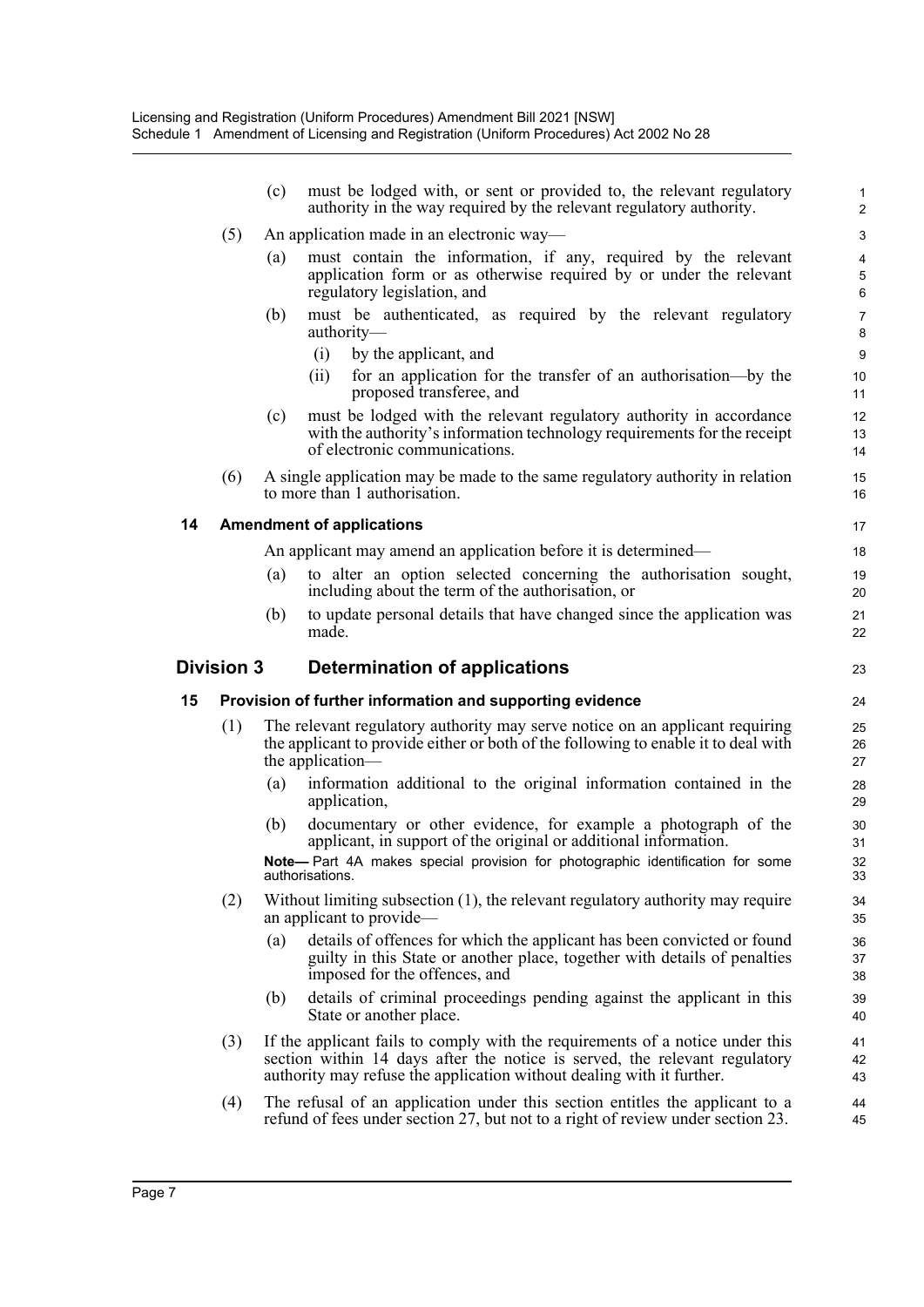(c) must be lodged with, or sent or provided to, the relevant regulatory authority in the way required by the relevant regulatory authority.

(5) An application made in an electronic way—

(a) must contain the information, if any, required by the relevant application form or as otherwise required by or under the relevant regulatory legislation, and

(b) must be authenticated, as required by the relevant regulatory authority—

(i) by the applicant, and

(ii) for an application for the transfer of an authorisation—by the proposed transferee, and

(c) must be lodged with the relevant regulatory authority in accordance with the authority's information technology requirements for the receipt of electronic communications.

(6) A single application may be made to the same regulatory authority in relation to more than 1 authorisation.

### 14 Amendment of applications

An applicant may amend an application before it is determined—

(a) to alter an option selected concerning the authorisation sought, including about the term of the authorisation, or

(b) to update personal details that have changed since the application was made.

## Division 3 Determination of applications

### 15 Provision of further information and supporting evidence

(1) The relevant regulatory authority may serve notice on an applicant requiring the applicant to provide either or both of the following to enable it to deal with the application—

(a) information additional to the original information contained in the application,

(b) documentary or other evidence, for example a photograph of the applicant, in support of the original or additional information.

**Note—** Part 4A makes special provision for photographic identification for some authorisations.

(2) Without limiting subsection (1), the relevant regulatory authority may require an applicant to provide—

(a) details of offences for which the applicant has been convicted or found guilty in this State or another place, together with details of penalties imposed for the offences, and

(b) details of criminal proceedings pending against the applicant in this State or another place.

(3) If the applicant fails to comply with the requirements of a notice under this section within 14 days after the notice is served, the relevant regulatory authority may refuse the application without dealing with it further.

(4) The refusal of an application under this section entitles the applicant to a refund of fees under section 27, but not to a right of review under section 23.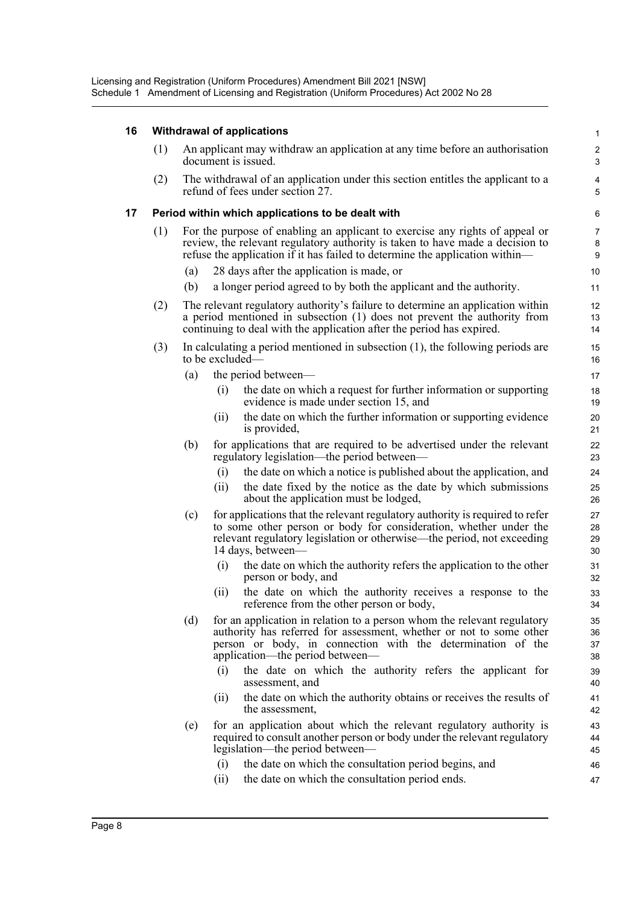### 16 Withdrawal of applications

(1) An applicant may withdraw an application at any time before an authorisation document is issued.

(2) The withdrawal of an application under this section entitles the applicant to a refund of fees under section 27.

### 17 Period within which applications to be dealt with

(1) For the purpose of enabling an applicant to exercise any rights of appeal or review, the relevant regulatory authority is taken to have made a decision to refuse the application if it has failed to determine the application within—

- (a) 28 days after the application is made, or
- (b) a longer period agreed to by both the applicant and the authority.

(2) The relevant regulatory authority's failure to determine an application within a period mentioned in subsection (1) does not prevent the authority from continuing to deal with the application after the period has expired.

(3) In calculating a period mentioned in subsection (1), the following periods are to be excluded—

- (a) the period between—
  - (i) the date on which a request for further information or supporting evidence is made under section 15, and
  - (ii) the date on which the further information or supporting evidence is provided,
- (b) for applications that are required to be advertised under the relevant regulatory legislation—the period between—
  - (i) the date on which a notice is published about the application, and
  - (ii) the date fixed by the notice as the date by which submissions about the application must be lodged,
- (c) for applications that the relevant regulatory authority is required to refer to some other person or body for consideration, whether under the relevant regulatory legislation or otherwise—the period, not exceeding 14 days, between—
  - (i) the date on which the authority refers the application to the other person or body, and
  - (ii) the date on which the authority receives a response to the reference from the other person or body,
- (d) for an application in relation to a person whom the relevant regulatory authority has referred for assessment, whether or not to some other person or body, in connection with the determination of the application—the period between—
  - (i) the date on which the authority refers the applicant for assessment, and
  - (ii) the date on which the authority obtains or receives the results of the assessment,
- (e) for an application about which the relevant regulatory authority is required to consult another person or body under the relevant regulatory legislation—the period between—
  - (i) the date on which the consultation period begins, and
  - (ii) the date on which the consultation period ends.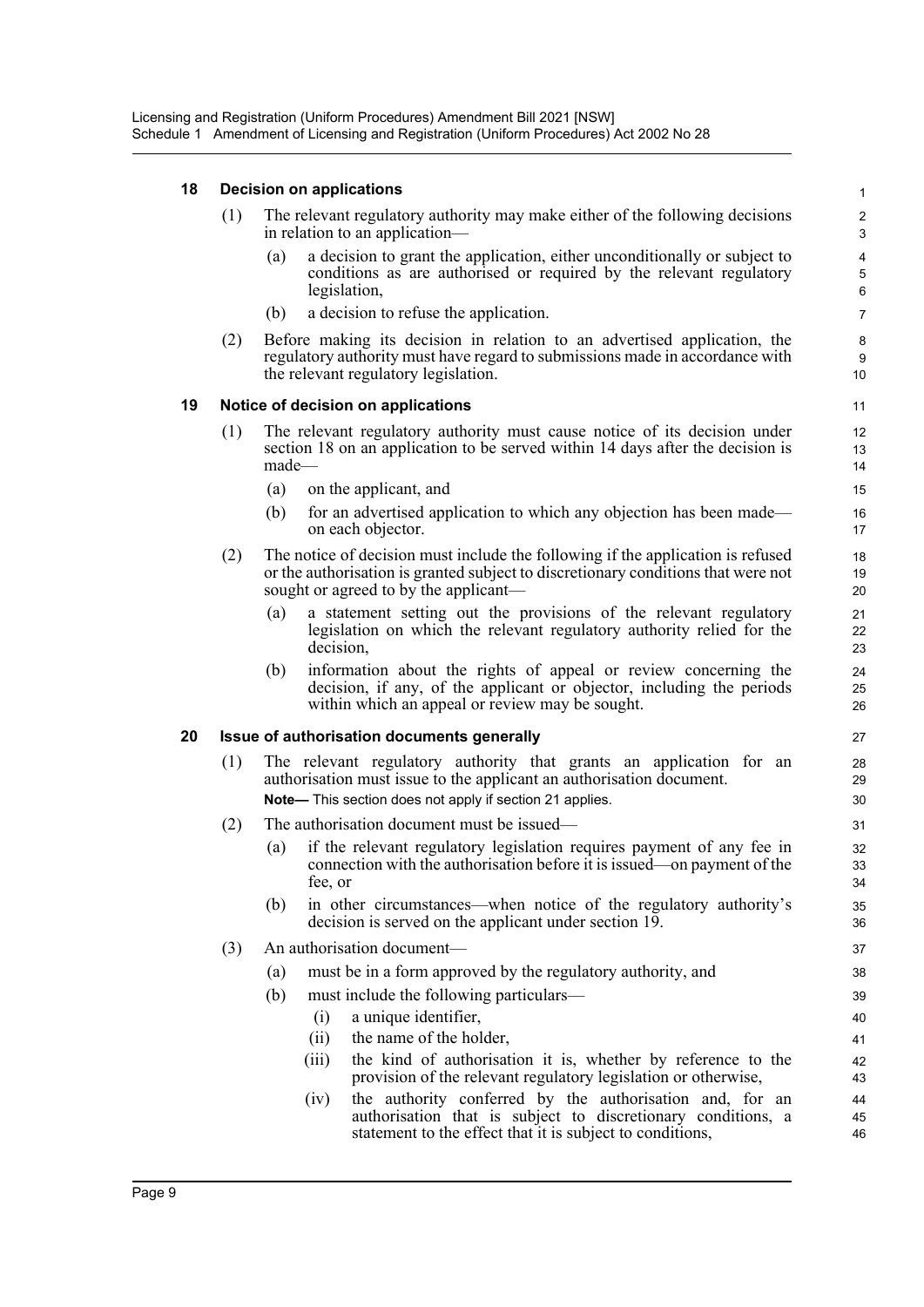#### 18 Decision on applications

(1) The relevant regulatory authority may make either of the following decisions in relation to an application—

(a) a decision to grant the application, either unconditionally or subject to conditions as are authorised or required by the relevant regulatory legislation,

(b) a decision to refuse the application.

(2) Before making its decision in relation to an advertised application, the regulatory authority must have regard to submissions made in accordance with the relevant regulatory legislation.

#### 19 Notice of decision on applications

(1) The relevant regulatory authority must cause notice of its decision under section 18 on an application to be served within 14 days after the decision is made—

(a) on the applicant, and

(b) for an advertised application to which any objection has been made—on each objector.

(2) The notice of decision must include the following if the application is refused or the authorisation is granted subject to discretionary conditions that were not sought or agreed to by the applicant—

(a) a statement setting out the provisions of the relevant regulatory legislation on which the relevant regulatory authority relied for the decision,

(b) information about the rights of appeal or review concerning the decision, if any, of the applicant or objector, including the periods within which an appeal or review may be sought.

#### 20 Issue of authorisation documents generally

(1) The relevant regulatory authority that grants an application for an authorisation must issue to the applicant an authorisation document.

**Note—** This section does not apply if section 21 applies.

(2) The authorisation document must be issued—

(a) if the relevant regulatory legislation requires payment of any fee in connection with the authorisation before it is issued—on payment of the fee, or

(b) in other circumstances—when notice of the regulatory authority's decision is served on the applicant under section 19.

(3) An authorisation document—

(a) must be in a form approved by the regulatory authority, and

(b) must include the following particulars—

(i) a unique identifier,

(ii) the name of the holder,

(iii) the kind of authorisation it is, whether by reference to the provision of the relevant regulatory legislation or otherwise,

(iv) the authority conferred by the authorisation and, for an authorisation that is subject to discretionary conditions, a statement to the effect that it is subject to conditions,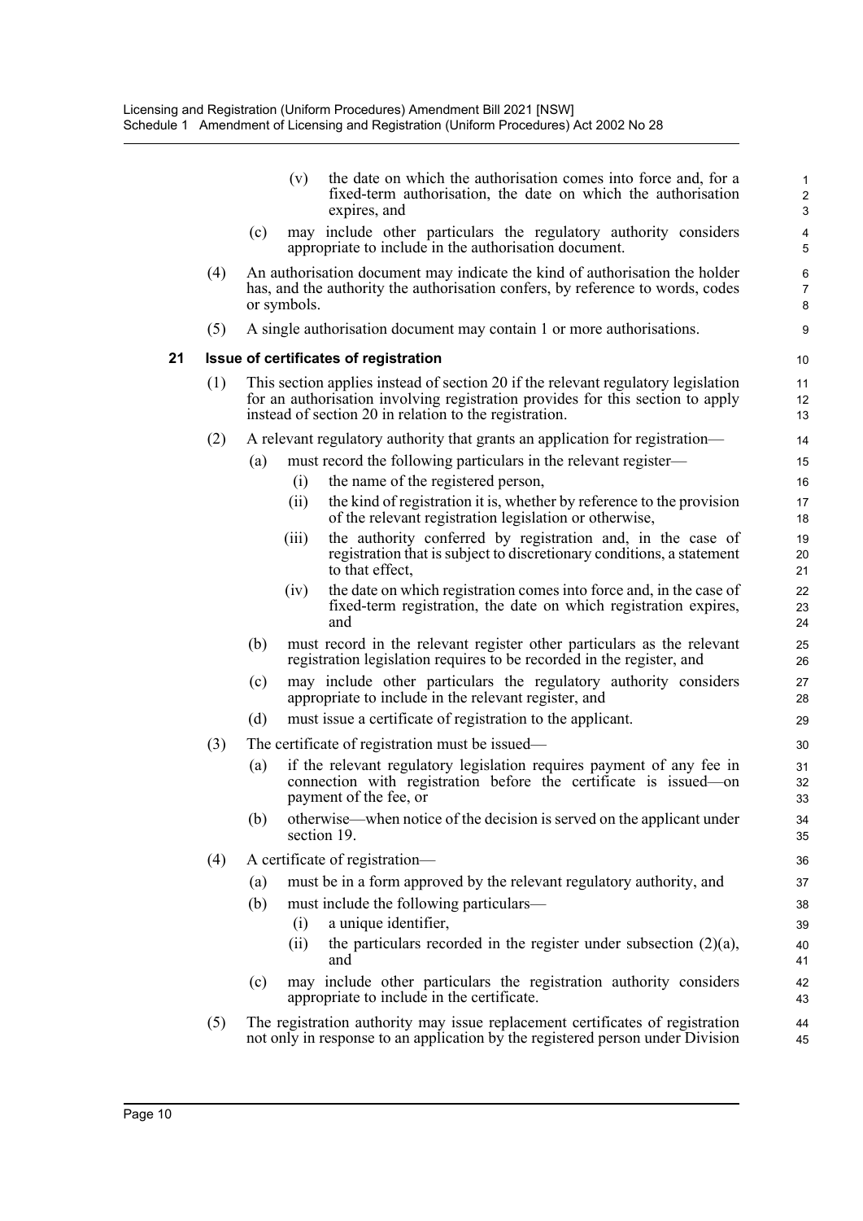(v) the date on which the authorisation comes into force and, for a fixed-term authorisation, the date on which the authorisation expires, and

(c) may include other particulars the regulatory authority considers appropriate to include in the authorisation document.

(4) An authorisation document may indicate the kind of authorisation the holder has, and the authority the authorisation confers, by reference to words, codes or symbols.

(5) A single authorisation document may contain 1 or more authorisations.

### 21 Issue of certificates of registration

(1) This section applies instead of section 20 if the relevant regulatory legislation for an authorisation involving registration provides for this section to apply instead of section 20 in relation to the registration.

(2) A relevant regulatory authority that grants an application for registration—

(a) must record the following particulars in the relevant register—

(i) the name of the registered person,

(ii) the kind of registration it is, whether by reference to the provision of the relevant registration legislation or otherwise,

(iii) the authority conferred by registration and, in the case of registration that is subject to discretionary conditions, a statement to that effect,

(iv) the date on which registration comes into force and, in the case of fixed-term registration, the date on which registration expires, and

(b) must record in the relevant register other particulars as the relevant registration legislation requires to be recorded in the register, and

(c) may include other particulars the regulatory authority considers appropriate to include in the relevant register, and

(d) must issue a certificate of registration to the applicant.

(3) The certificate of registration must be issued—

(a) if the relevant regulatory legislation requires payment of any fee in connection with registration before the certificate is issued—on payment of the fee, or

(b) otherwise—when notice of the decision is served on the applicant under section 19.

(4) A certificate of registration—

(a) must be in a form approved by the relevant regulatory authority, and

(b) must include the following particulars—

(i) a unique identifier,

(ii) the particulars recorded in the register under subsection (2)(a), and

(c) may include other particulars the registration authority considers appropriate to include in the certificate.

(5) The registration authority may issue replacement certificates of registration not only in response to an application by the registered person under Division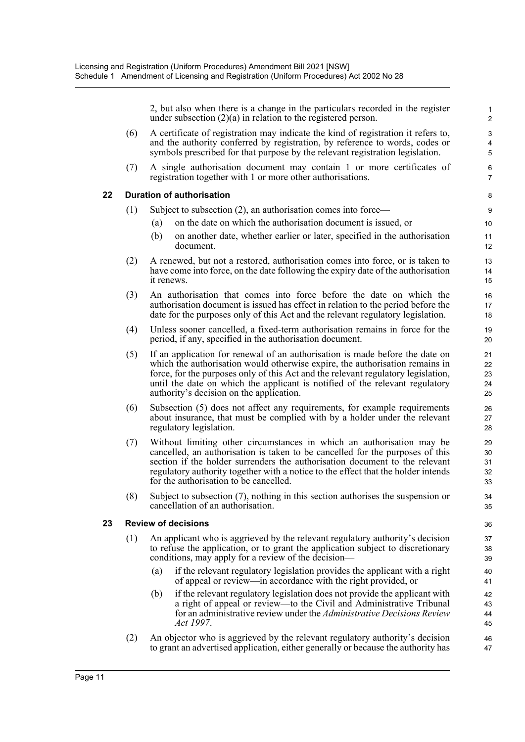2, but also when there is a change in the particulars recorded in the register under subsection (2)(a) in relation to the registered person.

(6) A certificate of registration may indicate the kind of registration it refers to, and the authority conferred by registration, by reference to words, codes or symbols prescribed for that purpose by the relevant registration legislation.

(7) A single authorisation document may contain 1 or more certificates of registration together with 1 or more other authorisations.

### 22 Duration of authorisation

(1) Subject to subsection (2), an authorisation comes into force—

(a) on the date on which the authorisation document is issued, or

(b) on another date, whether earlier or later, specified in the authorisation document.

(2) A renewed, but not a restored, authorisation comes into force, or is taken to have come into force, on the date following the expiry date of the authorisation it renews.

(3) An authorisation that comes into force before the date on which the authorisation document is issued has effect in relation to the period before the date for the purposes only of this Act and the relevant regulatory legislation.

(4) Unless sooner cancelled, a fixed-term authorisation remains in force for the period, if any, specified in the authorisation document.

(5) If an application for renewal of an authorisation is made before the date on which the authorisation would otherwise expire, the authorisation remains in force, for the purposes only of this Act and the relevant regulatory legislation, until the date on which the applicant is notified of the relevant regulatory authority's decision on the application.

(6) Subsection (5) does not affect any requirements, for example requirements about insurance, that must be complied with by a holder under the relevant regulatory legislation.

(7) Without limiting other circumstances in which an authorisation may be cancelled, an authorisation is taken to be cancelled for the purposes of this section if the holder surrenders the authorisation document to the relevant regulatory authority together with a notice to the effect that the holder intends for the authorisation to be cancelled.

(8) Subject to subsection (7), nothing in this section authorises the suspension or cancellation of an authorisation.

### 23 Review of decisions

(1) An applicant who is aggrieved by the relevant regulatory authority's decision to refuse the application, or to grant the application subject to discretionary conditions, may apply for a review of the decision—

(a) if the relevant regulatory legislation provides the applicant with a right of appeal or review—in accordance with the right provided, or

(b) if the relevant regulatory legislation does not provide the applicant with a right of appeal or review—to the Civil and Administrative Tribunal for an administrative review under the *Administrative Decisions Review Act 1997*.

(2) An objector who is aggrieved by the relevant regulatory authority's decision to grant an advertised application, either generally or because the authority has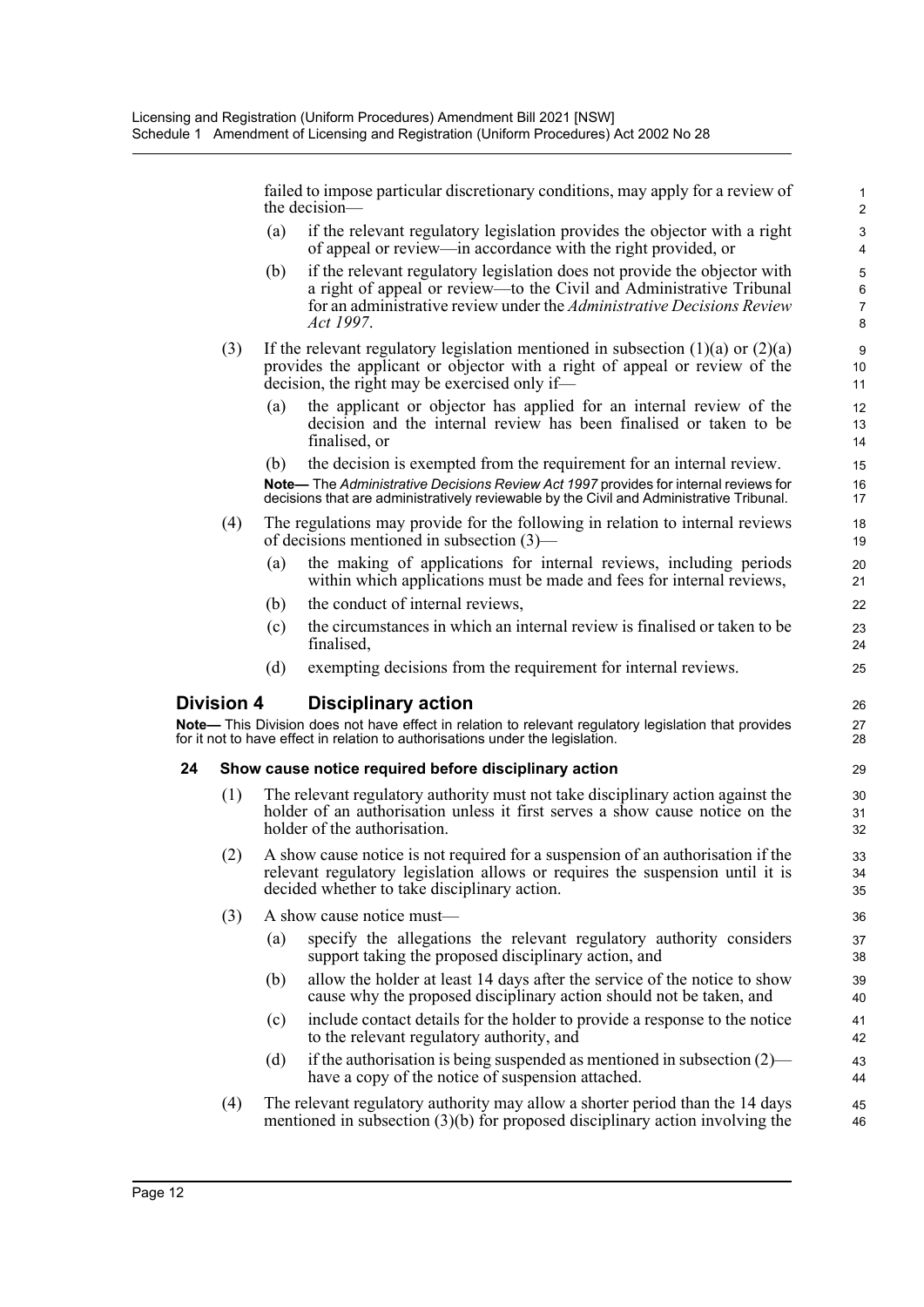failed to impose particular discretionary conditions, may apply for a review of the decision—

(a) if the relevant regulatory legislation provides the objector with a right of appeal or review—in accordance with the right provided, or

(b) if the relevant regulatory legislation does not provide the objector with a right of appeal or review—to the Civil and Administrative Tribunal for an administrative review under the *Administrative Decisions Review Act 1997*.

(3) If the relevant regulatory legislation mentioned in subsection (1)(a) or (2)(a) provides the applicant or objector with a right of appeal or review of the decision, the right may be exercised only if—

(a) the applicant or objector has applied for an internal review of the decision and the internal review has been finalised or taken to be finalised, or

(b) the decision is exempted from the requirement for an internal review.

**Note—** The *Administrative Decisions Review Act 1997* provides for internal reviews for decisions that are administratively reviewable by the Civil and Administrative Tribunal.

(4) The regulations may provide for the following in relation to internal reviews of decisions mentioned in subsection (3)—

(a) the making of applications for internal reviews, including periods within which applications must be made and fees for internal reviews,

(b) the conduct of internal reviews,

(c) the circumstances in which an internal review is finalised or taken to be finalised,

(d) exempting decisions from the requirement for internal reviews.

## Division 4 Disciplinary action

**Note—** This Division does not have effect in relation to relevant regulatory legislation that provides for it not to have effect in relation to authorisations under the legislation.

### 24 Show cause notice required before disciplinary action

(1) The relevant regulatory authority must not take disciplinary action against the holder of an authorisation unless it first serves a show cause notice on the holder of the authorisation.

(2) A show cause notice is not required for a suspension of an authorisation if the relevant regulatory legislation allows or requires the suspension until it is decided whether to take disciplinary action.

(3) A show cause notice must—

(a) specify the allegations the relevant regulatory authority considers support taking the proposed disciplinary action, and

(b) allow the holder at least 14 days after the service of the notice to show cause why the proposed disciplinary action should not be taken, and

(c) include contact details for the holder to provide a response to the notice to the relevant regulatory authority, and

(d) if the authorisation is being suspended as mentioned in subsection (2)—have a copy of the notice of suspension attached.

(4) The relevant regulatory authority may allow a shorter period than the 14 days mentioned in subsection (3)(b) for proposed disciplinary action involving the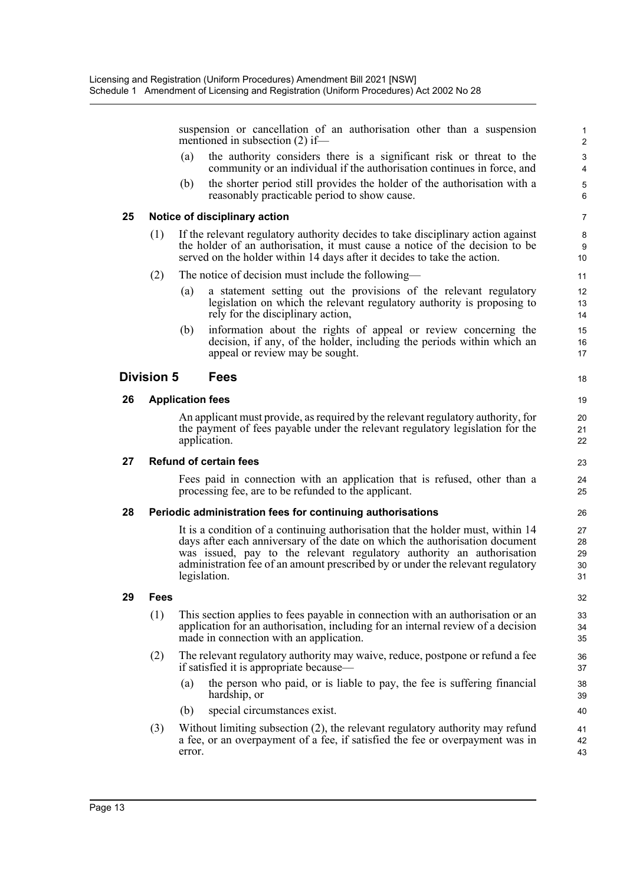suspension or cancellation of an authorisation other than a suspension mentioned in subsection (2) if—

(a) the authority considers there is a significant risk or threat to the community or an individual if the authorisation continues in force, and

(b) the shorter period still provides the holder of the authorisation with a reasonably practicable period to show cause.

**25 Notice of disciplinary action**

(1) If the relevant regulatory authority decides to take disciplinary action against the holder of an authorisation, it must cause a notice of the decision to be served on the holder within 14 days after it decides to take the action.

(2) The notice of decision must include the following—

(a) a statement setting out the provisions of the relevant regulatory legislation on which the relevant regulatory authority is proposing to rely for the disciplinary action,

(b) information about the rights of appeal or review concerning the decision, if any, of the holder, including the periods within which an appeal or review may be sought.

## Division 5 Fees

**26 Application fees**

An applicant must provide, as required by the relevant regulatory authority, for the payment of fees payable under the relevant regulatory legislation for the application.

**27 Refund of certain fees**

Fees paid in connection with an application that is refused, other than a processing fee, are to be refunded to the applicant.

**28 Periodic administration fees for continuing authorisations**

It is a condition of a continuing authorisation that the holder must, within 14 days after each anniversary of the date on which the authorisation document was issued, pay to the relevant regulatory authority an authorisation administration fee of an amount prescribed by or under the relevant regulatory legislation.

**29 Fees**

(1) This section applies to fees payable in connection with an authorisation or an application for an authorisation, including for an internal review of a decision made in connection with an application.

(2) The relevant regulatory authority may waive, reduce, postpone or refund a fee if satisfied it is appropriate because—

(a) the person who paid, or is liable to pay, the fee is suffering financial hardship, or

(b) special circumstances exist.

(3) Without limiting subsection (2), the relevant regulatory authority may refund a fee, or an overpayment of a fee, if satisfied the fee or overpayment was in error.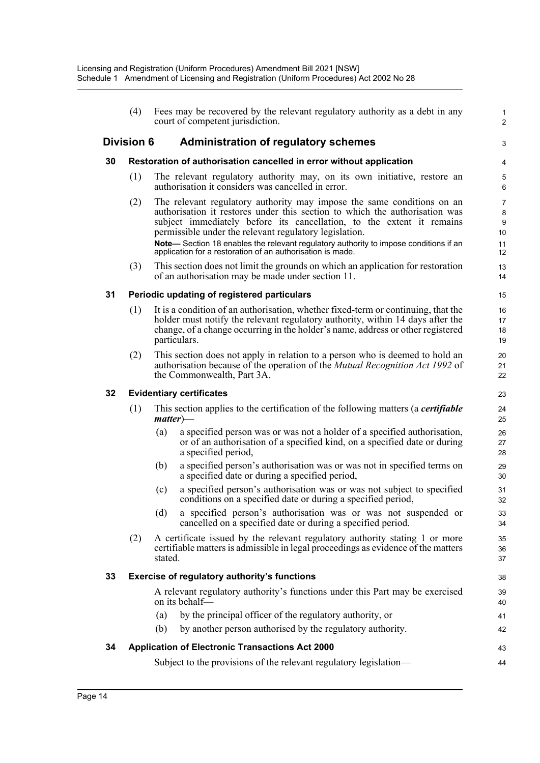(4) Fees may be recovered by the relevant regulatory authority as a debt in any court of competent jurisdiction.

## Division 6 Administration of regulatory schemes

### 30 Restoration of authorisation cancelled in error without application

(1) The relevant regulatory authority may, on its own initiative, restore an authorisation it considers was cancelled in error.

(2) The relevant regulatory authority may impose the same conditions on an authorisation it restores under this section to which the authorisation was subject immediately before its cancellation, to the extent it remains permissible under the relevant regulatory legislation.

**Note—** Section 18 enables the relevant regulatory authority to impose conditions if an application for a restoration of an authorisation is made.

(3) This section does not limit the grounds on which an application for restoration of an authorisation may be made under section 11.

### 31 Periodic updating of registered particulars

(1) It is a condition of an authorisation, whether fixed-term or continuing, that the holder must notify the relevant regulatory authority, within 14 days after the change, of a change occurring in the holder's name, address or other registered particulars.

(2) This section does not apply in relation to a person who is deemed to hold an authorisation because of the operation of the *Mutual Recognition Act 1992* of the Commonwealth, Part 3A.

### 32 Evidentiary certificates

(1) This section applies to the certification of the following matters (a ***certifiable matter***)—

(a) a specified person was or was not a holder of a specified authorisation, or of an authorisation of a specified kind, on a specified date or during a specified period,

(b) a specified person's authorisation was or was not in specified terms on a specified date or during a specified period,

(c) a specified person's authorisation was or was not subject to specified conditions on a specified date or during a specified period,

(d) a specified person's authorisation was or was not suspended or cancelled on a specified date or during a specified period.

(2) A certificate issued by the relevant regulatory authority stating 1 or more certifiable matters is admissible in legal proceedings as evidence of the matters stated.

### 33 Exercise of regulatory authority's functions

A relevant regulatory authority's functions under this Part may be exercised on its behalf—

(a) by the principal officer of the regulatory authority, or

(b) by another person authorised by the regulatory authority.

### 34 Application of Electronic Transactions Act 2000

Subject to the provisions of the relevant regulatory legislation—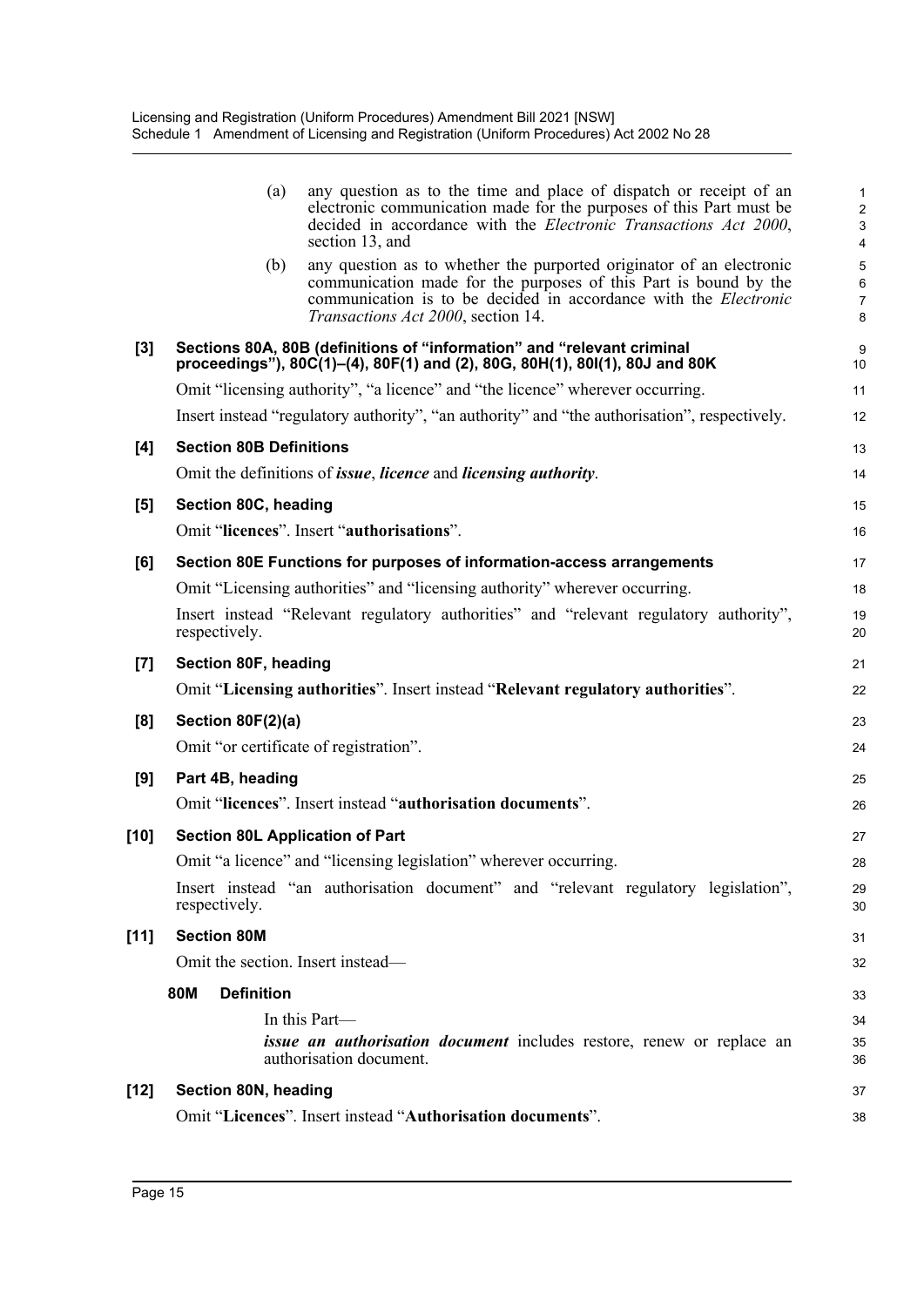(a) any question as to the time and place of dispatch or receipt of an electronic communication made for the purposes of this Part must be decided in accordance with the *Electronic Transactions Act 2000*, section 13, and

(b) any question as to whether the purported originator of an electronic communication made for the purposes of this Part is bound by the communication is to be decided in accordance with the *Electronic Transactions Act 2000*, section 14.

**[3] Sections 80A, 80B (definitions of "information" and "relevant criminal proceedings"), 80C(1)–(4), 80F(1) and (2), 80G, 80H(1), 80I(1), 80J and 80K**

Omit "licensing authority", "a licence" and "the licence" wherever occurring.

Insert instead "regulatory authority", "an authority" and "the authorisation", respectively.

**[4] Section 80B Definitions**

Omit the definitions of ***issue***, ***licence*** and ***licensing authority***.

**[5] Section 80C, heading**

Omit "**licences**". Insert "**authorisations**".

**[6] Section 80E Functions for purposes of information-access arrangements**

Omit "Licensing authorities" and "licensing authority" wherever occurring.

Insert instead "Relevant regulatory authorities" and "relevant regulatory authority", respectively.

**[7] Section 80F, heading**

Omit "**Licensing authorities**". Insert instead "**Relevant regulatory authorities**".

**[8] Section 80F(2)(a)**

Omit "or certificate of registration".

**[9] Part 4B, heading**

Omit "**licences**". Insert instead "**authorisation documents**".

**[10] Section 80L Application of Part**

Omit "a licence" and "licensing legislation" wherever occurring.

Insert instead "an authorisation document" and "relevant regulatory legislation", respectively.

**[11] Section 80M**

Omit the section. Insert instead—

**80M Definition**

In this Part—

***issue an authorisation document*** includes restore, renew or replace an authorisation document.

**[12] Section 80N, heading**

Omit "**Licences**". Insert instead "**Authorisation documents**".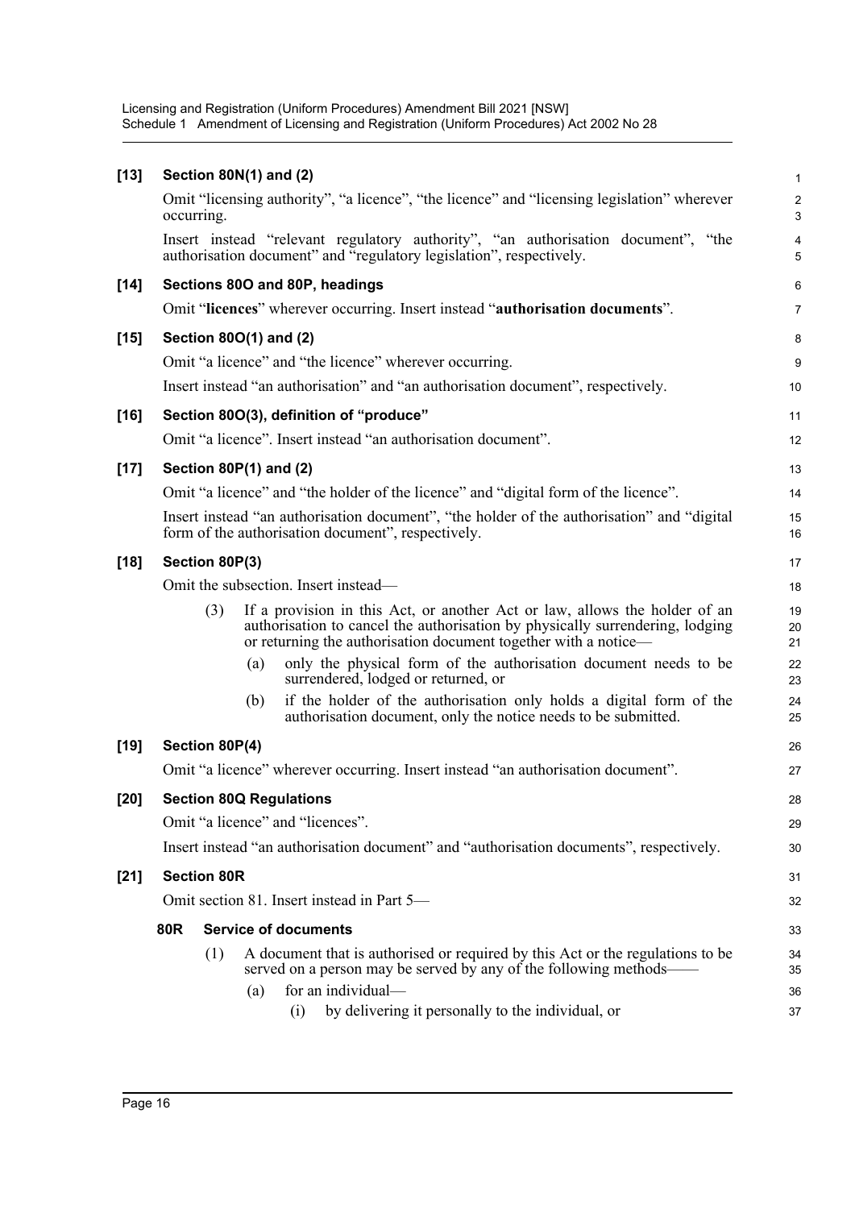**[13] Section 80N(1) and (2)**

Omit "licensing authority", "a licence", "the licence" and "licensing legislation" wherever occurring.

Insert instead "relevant regulatory authority", "an authorisation document", "the authorisation document" and "regulatory legislation", respectively.

**[14] Sections 80O and 80P, headings**

Omit "**licences**" wherever occurring. Insert instead "**authorisation documents**".

**[15] Section 80O(1) and (2)**

Omit "a licence" and "the licence" wherever occurring.

Insert instead "an authorisation" and "an authorisation document", respectively.

**[16] Section 80O(3), definition of "produce"**

Omit "a licence". Insert instead "an authorisation document".

**[17] Section 80P(1) and (2)**

Omit "a licence" and "the holder of the licence" and "digital form of the licence".

Insert instead "an authorisation document", "the holder of the authorisation" and "digital form of the authorisation document", respectively.

**[18] Section 80P(3)**

Omit the subsection. Insert instead—

(3) If a provision in this Act, or another Act or law, allows the holder of an authorisation to cancel the authorisation by physically surrendering, lodging or returning the authorisation document together with a notice—

(a) only the physical form of the authorisation document needs to be surrendered, lodged or returned, or

(b) if the holder of the authorisation only holds a digital form of the authorisation document, only the notice needs to be submitted.

**[19] Section 80P(4)**

Omit "a licence" wherever occurring. Insert instead "an authorisation document".

**[20] Section 80Q Regulations**

Omit "a licence" and "licences".

Insert instead "an authorisation document" and "authorisation documents", respectively.

**[21] Section 80R**

Omit section 81. Insert instead in Part 5—

**80R Service of documents**

(1) A document that is authorised or required by this Act or the regulations to be served on a person may be served by any of the following methods——

(a) for an individual—

(i) by delivering it personally to the individual, or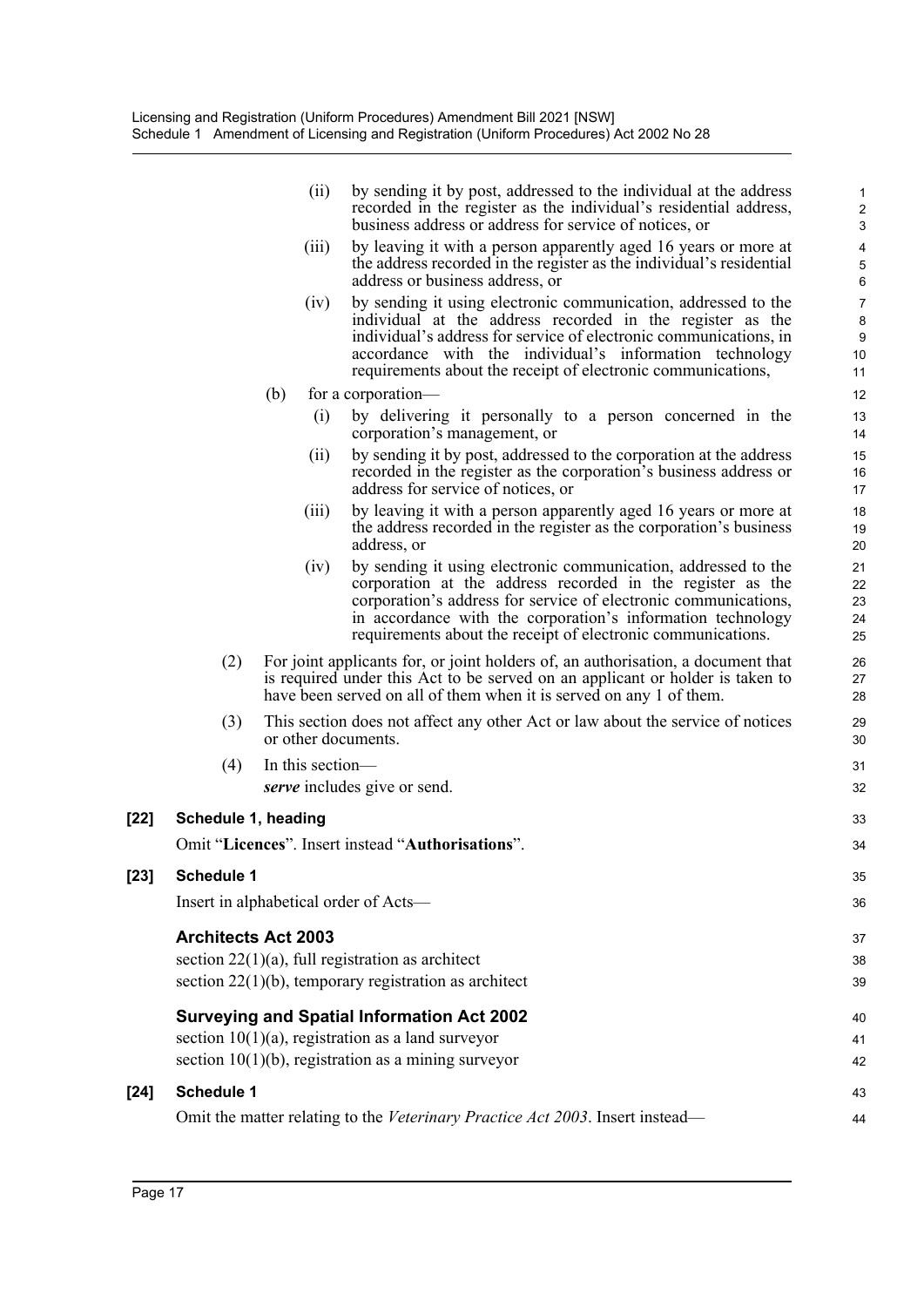(ii) by sending it by post, addressed to the individual at the address recorded in the register as the individual's residential address, business address or address for service of notices, or

(iii) by leaving it with a person apparently aged 16 years or more at the address recorded in the register as the individual's residential address or business address, or

(iv) by sending it using electronic communication, addressed to the individual at the address recorded in the register as the individual's address for service of electronic communications, in accordance with the individual's information technology requirements about the receipt of electronic communications,

(b) for a corporation—

(i) by delivering it personally to a person concerned in the corporation's management, or

(ii) by sending it by post, addressed to the corporation at the address recorded in the register as the corporation's business address or address for service of notices, or

(iii) by leaving it with a person apparently aged 16 years or more at the address recorded in the register as the corporation's business address, or

(iv) by sending it using electronic communication, addressed to the corporation at the address recorded in the register as the corporation's address for service of electronic communications, in accordance with the corporation's information technology requirements about the receipt of electronic communications.

(2) For joint applicants for, or joint holders of, an authorisation, a document that is required under this Act to be served on an applicant or holder is taken to have been served on all of them when it is served on any 1 of them.

(3) This section does not affect any other Act or law about the service of notices or other documents.

(4) In this section—

***serve*** includes give or send.

**[22] Schedule 1, heading**

Omit "**Licences**". Insert instead "**Authorisations**".

**[23] Schedule 1**

Insert in alphabetical order of Acts—

**Architects Act 2003**

section 22(1)(a), full registration as architect

section 22(1)(b), temporary registration as architect

**Surveying and Spatial Information Act 2002**

section 10(1)(a), registration as a land surveyor

section 10(1)(b), registration as a mining surveyor

**[24] Schedule 1**

Omit the matter relating to the *Veterinary Practice Act 2003*. Insert instead—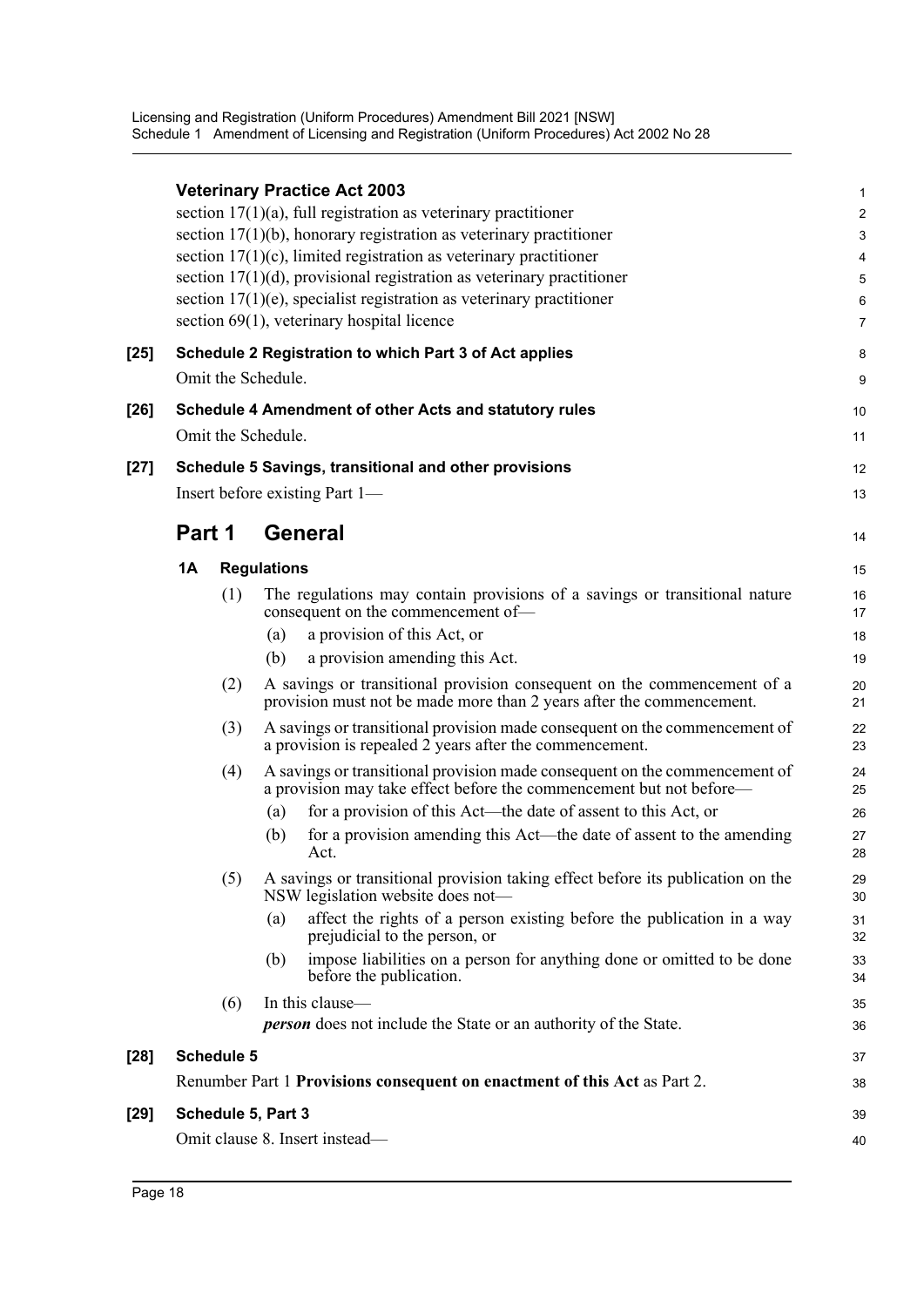**Veterinary Practice Act 2003**

section 17(1)(a), full registration as veterinary practitioner

section 17(1)(b), honorary registration as veterinary practitioner

section 17(1)(c), limited registration as veterinary practitioner

section 17(1)(d), provisional registration as veterinary practitioner

section 17(1)(e), specialist registration as veterinary practitioner

section 69(1), veterinary hospital licence

**[25] Schedule 2 Registration to which Part 3 of Act applies**

Omit the Schedule.

**[26] Schedule 4 Amendment of other Acts and statutory rules**

Omit the Schedule.

**[27] Schedule 5 Savings, transitional and other provisions**

Insert before existing Part 1—

## Part 1 General

**1A Regulations**

(1) The regulations may contain provisions of a savings or transitional nature consequent on the commencement of—

(a) a provision of this Act, or

(b) a provision amending this Act.

(2) A savings or transitional provision consequent on the commencement of a provision must not be made more than 2 years after the commencement.

(3) A savings or transitional provision made consequent on the commencement of a provision is repealed 2 years after the commencement.

(4) A savings or transitional provision made consequent on the commencement of a provision may take effect before the commencement but not before—

(a) for a provision of this Act—the date of assent to this Act, or

(b) for a provision amending this Act—the date of assent to the amending Act.

(5) A savings or transitional provision taking effect before its publication on the NSW legislation website does not—

(a) affect the rights of a person existing before the publication in a way prejudicial to the person, or

(b) impose liabilities on a person for anything done or omitted to be done before the publication.

(6) In this clause—

***person*** does not include the State or an authority of the State.

**[28] Schedule 5**

Renumber Part 1 **Provisions consequent on enactment of this Act** as Part 2.

**[29] Schedule 5, Part 3**

Omit clause 8. Insert instead—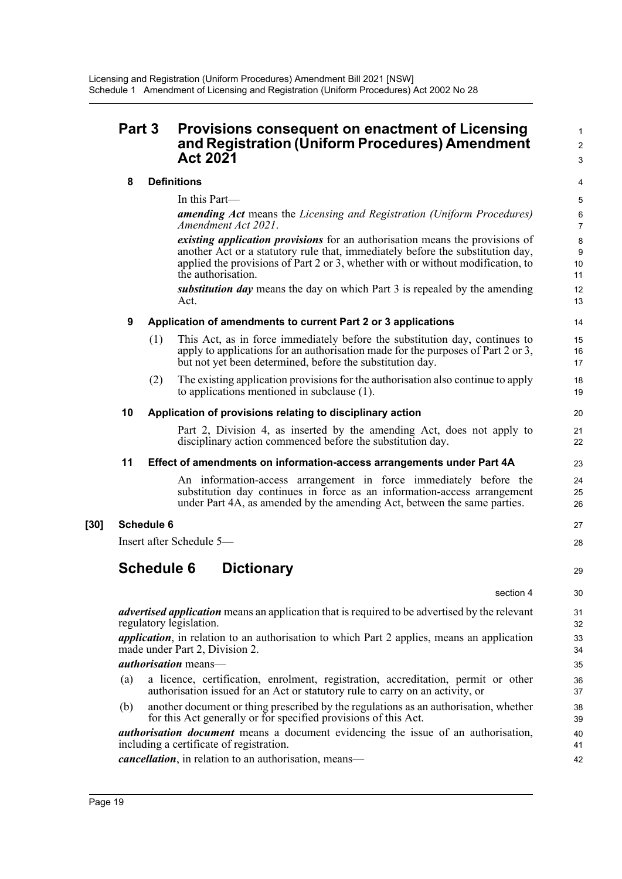## Part 3 Provisions consequent on enactment of Licensing and Registration (Uniform Procedures) Amendment Act 2021

### 8 Definitions

In this Part—

***amending Act*** means the *Licensing and Registration (Uniform Procedures) Amendment Act 2021*.

***existing application provisions*** for an authorisation means the provisions of another Act or a statutory rule that, immediately before the substitution day, applied the provisions of Part 2 or 3, whether with or without modification, to the authorisation.

***substitution day*** means the day on which Part 3 is repealed by the amending Act.

### 9 Application of amendments to current Part 2 or 3 applications

(1) This Act, as in force immediately before the substitution day, continues to apply to applications for an authorisation made for the purposes of Part 2 or 3, but not yet been determined, before the substitution day.

(2) The existing application provisions for the authorisation also continue to apply to applications mentioned in subclause (1).

### 10 Application of provisions relating to disciplinary action

Part 2, Division 4, as inserted by the amending Act, does not apply to disciplinary action commenced before the substitution day.

### 11 Effect of amendments on information-access arrangements under Part 4A

An information-access arrangement in force immediately before the substitution day continues in force as an information-access arrangement under Part 4A, as amended by the amending Act, between the same parties.

**[30] Schedule 6**

Insert after Schedule 5—

## Schedule 6 Dictionary

section 4

***advertised application*** means an application that is required to be advertised by the relevant regulatory legislation.

***application***, in relation to an authorisation to which Part 2 applies, means an application made under Part 2, Division 2.

***authorisation*** means—

(a) a licence, certification, enrolment, registration, accreditation, permit or other authorisation issued for an Act or statutory rule to carry on an activity, or

(b) another document or thing prescribed by the regulations as an authorisation, whether for this Act generally or for specified provisions of this Act.

***authorisation document*** means a document evidencing the issue of an authorisation, including a certificate of registration.

***cancellation***, in relation to an authorisation, means—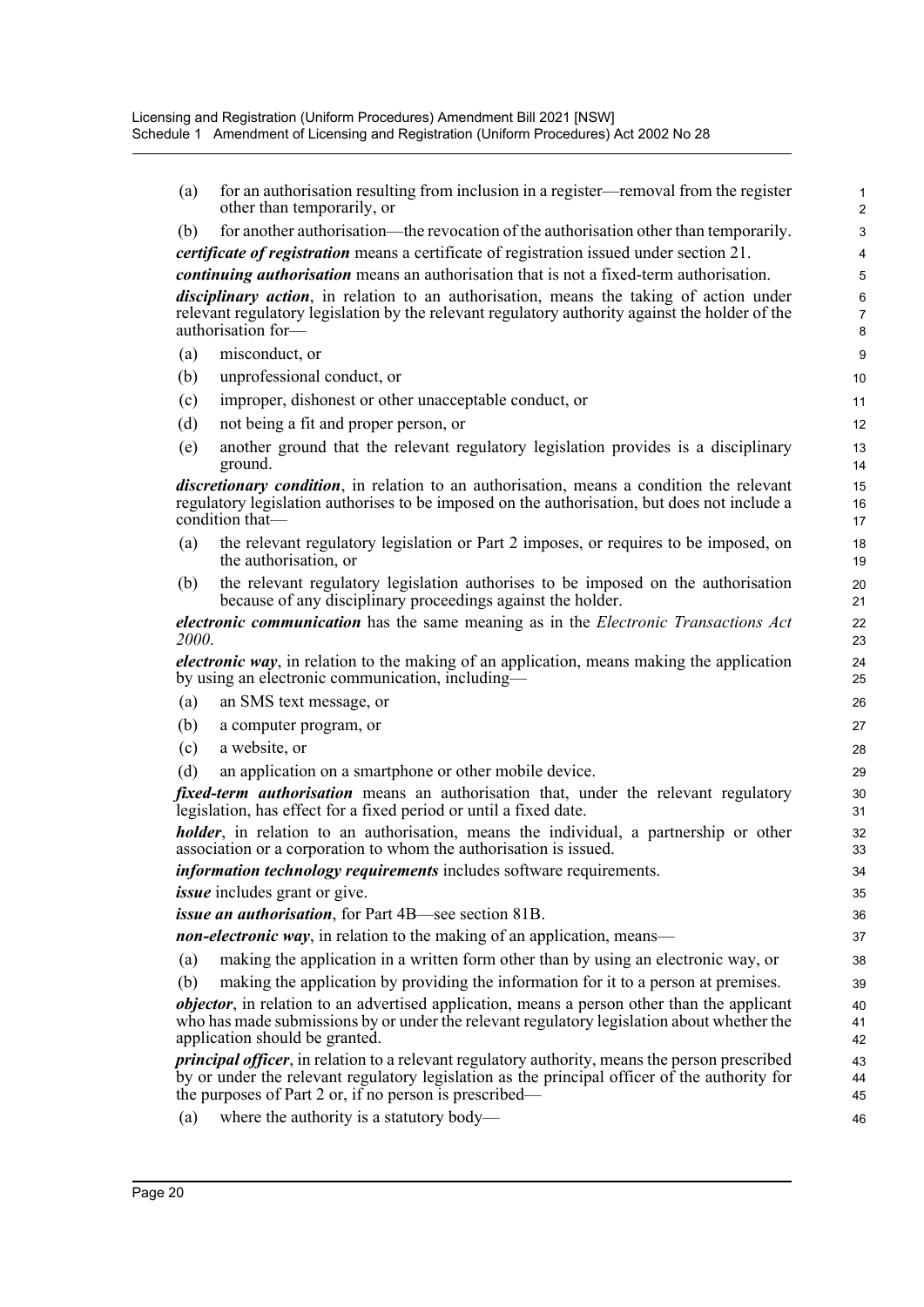(a) for an authorisation resulting from inclusion in a register—removal from the register other than temporarily, or

(b) for another authorisation—the revocation of the authorisation other than temporarily.

***certificate of registration*** means a certificate of registration issued under section 21.

***continuing authorisation*** means an authorisation that is not a fixed-term authorisation.

***disciplinary action***, in relation to an authorisation, means the taking of action under relevant regulatory legislation by the relevant regulatory authority against the holder of the authorisation for—

(a) misconduct, or

(b) unprofessional conduct, or

(c) improper, dishonest or other unacceptable conduct, or

(d) not being a fit and proper person, or

(e) another ground that the relevant regulatory legislation provides is a disciplinary ground.

***discretionary condition***, in relation to an authorisation, means a condition the relevant regulatory legislation authorises to be imposed on the authorisation, but does not include a condition that—

(a) the relevant regulatory legislation or Part 2 imposes, or requires to be imposed, on the authorisation, or

(b) the relevant regulatory legislation authorises to be imposed on the authorisation because of any disciplinary proceedings against the holder.

***electronic communication*** has the same meaning as in the *Electronic Transactions Act 2000*.

***electronic way***, in relation to the making of an application, means making the application by using an electronic communication, including—

(a) an SMS text message, or

(b) a computer program, or

(c) a website, or

(d) an application on a smartphone or other mobile device.

***fixed-term authorisation*** means an authorisation that, under the relevant regulatory legislation, has effect for a fixed period or until a fixed date.

***holder***, in relation to an authorisation, means the individual, a partnership or other association or a corporation to whom the authorisation is issued.

***information technology requirements*** includes software requirements.

***issue*** includes grant or give.

***issue an authorisation***, for Part 4B—see section 81B.

***non-electronic way***, in relation to the making of an application, means—

(a) making the application in a written form other than by using an electronic way, or

(b) making the application by providing the information for it to a person at premises.

***objector***, in relation to an advertised application, means a person other than the applicant who has made submissions by or under the relevant regulatory legislation about whether the application should be granted.

***principal officer***, in relation to a relevant regulatory authority, means the person prescribed by or under the relevant regulatory legislation as the principal officer of the authority for the purposes of Part 2 or, if no person is prescribed—

(a) where the authority is a statutory body—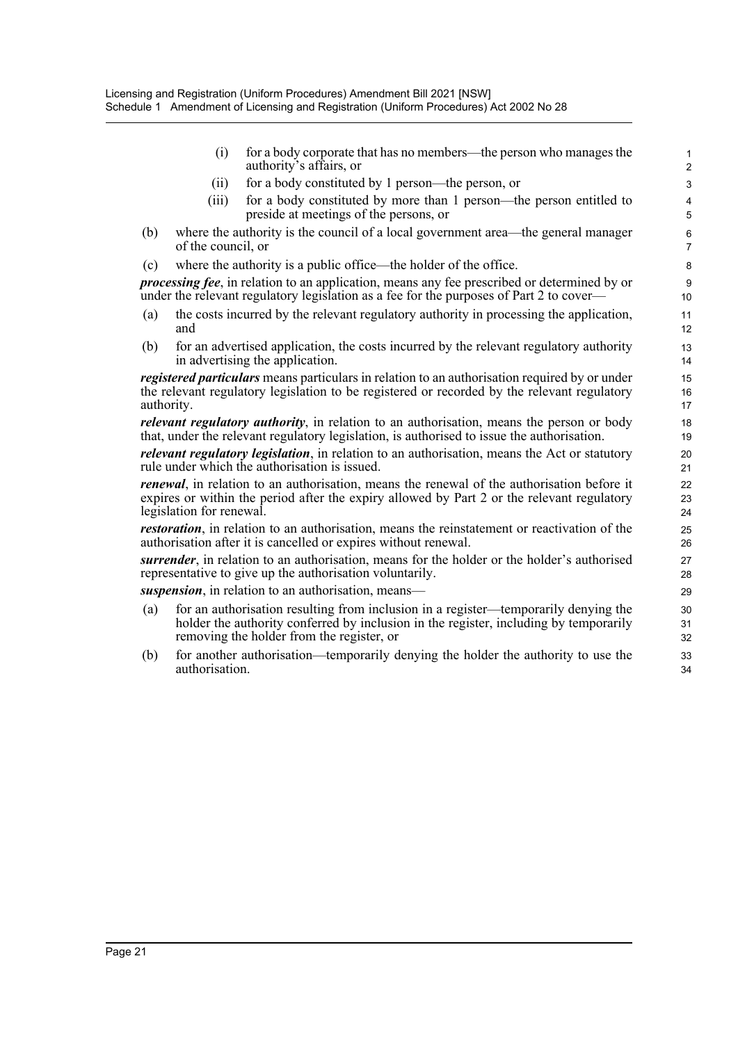(i) for a body corporate that has no members—the person who manages the authority's affairs, or

(ii) for a body constituted by 1 person—the person, or

(iii) for a body constituted by more than 1 person—the person entitled to preside at meetings of the persons, or

(b) where the authority is the council of a local government area—the general manager of the council, or

(c) where the authority is a public office—the holder of the office.

***processing fee***, in relation to an application, means any fee prescribed or determined by or under the relevant regulatory legislation as a fee for the purposes of Part 2 to cover—

(a) the costs incurred by the relevant regulatory authority in processing the application, and

(b) for an advertised application, the costs incurred by the relevant regulatory authority in advertising the application.

***registered particulars*** means particulars in relation to an authorisation required by or under the relevant regulatory legislation to be registered or recorded by the relevant regulatory authority.

***relevant regulatory authority***, in relation to an authorisation, means the person or body that, under the relevant regulatory legislation, is authorised to issue the authorisation.

***relevant regulatory legislation***, in relation to an authorisation, means the Act or statutory rule under which the authorisation is issued.

***renewal***, in relation to an authorisation, means the renewal of the authorisation before it expires or within the period after the expiry allowed by Part 2 or the relevant regulatory legislation for renewal.

***restoration***, in relation to an authorisation, means the reinstatement or reactivation of the authorisation after it is cancelled or expires without renewal.

***surrender***, in relation to an authorisation, means for the holder or the holder's authorised representative to give up the authorisation voluntarily.

***suspension***, in relation to an authorisation, means—

(a) for an authorisation resulting from inclusion in a register—temporarily denying the holder the authority conferred by inclusion in the register, including by temporarily removing the holder from the register, or

(b) for another authorisation—temporarily denying the holder the authority to use the authorisation.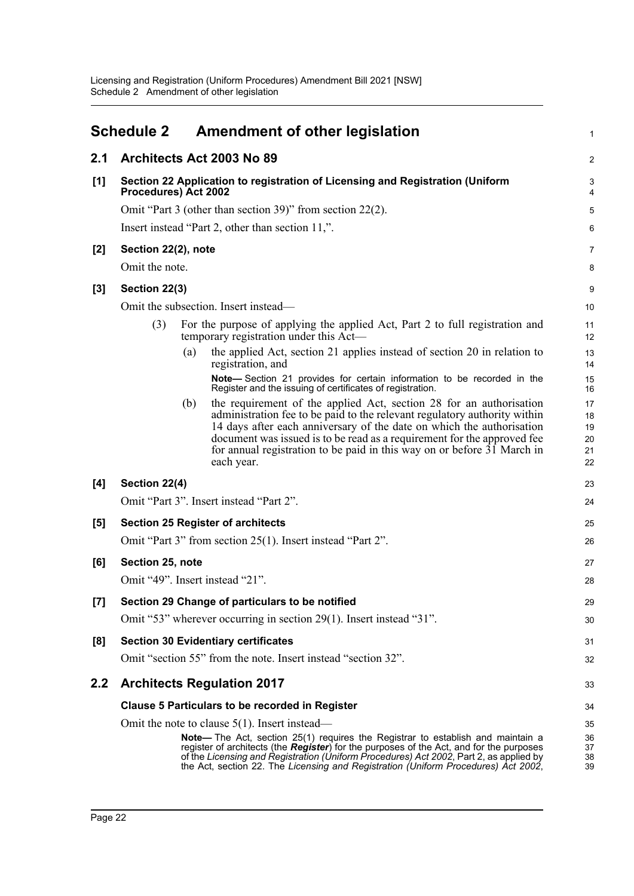## Schedule 2 Amendment of other legislation

### 2.1 Architects Act 2003 No 89

**[1] Section 22 Application to registration of Licensing and Registration (Uniform Procedures) Act 2002**

Omit "Part 3 (other than section 39)" from section 22(2).

Insert instead "Part 2, other than section 11,".

**[2] Section 22(2), note**

Omit the note.

**[3] Section 22(3)**

Omit the subsection. Insert instead—

(3) For the purpose of applying the applied Act, Part 2 to full registration and temporary registration under this Act—

(a) the applied Act, section 21 applies instead of section 20 in relation to registration, and

**Note—** Section 21 provides for certain information to be recorded in the Register and the issuing of certificates of registration.

(b) the requirement of the applied Act, section 28 for an authorisation administration fee to be paid to the relevant regulatory authority within 14 days after each anniversary of the date on which the authorisation document was issued is to be read as a requirement for the approved fee for annual registration to be paid in this way on or before 31 March in each year.

**[4] Section 22(4)**

Omit "Part 3". Insert instead "Part 2".

**[5] Section 25 Register of architects**

Omit "Part 3" from section 25(1). Insert instead "Part 2".

**[6] Section 25, note**

Omit "49". Insert instead "21".

**[7] Section 29 Change of particulars to be notified**

Omit "53" wherever occurring in section 29(1). Insert instead "31".

**[8] Section 30 Evidentiary certificates**

Omit "section 55" from the note. Insert instead "section 32".

### 2.2 Architects Regulation 2017

**Clause 5 Particulars to be recorded in Register**

Omit the note to clause 5(1). Insert instead—

**Note—** The Act, section 25(1) requires the Registrar to establish and maintain a register of architects (the ***Register***) for the purposes of the Act, and for the purposes of the *Licensing and Registration (Uniform Procedures) Act 2002*, Part 2, as applied by the Act, section 22. The *Licensing and Registration (Uniform Procedures) Act 2002*,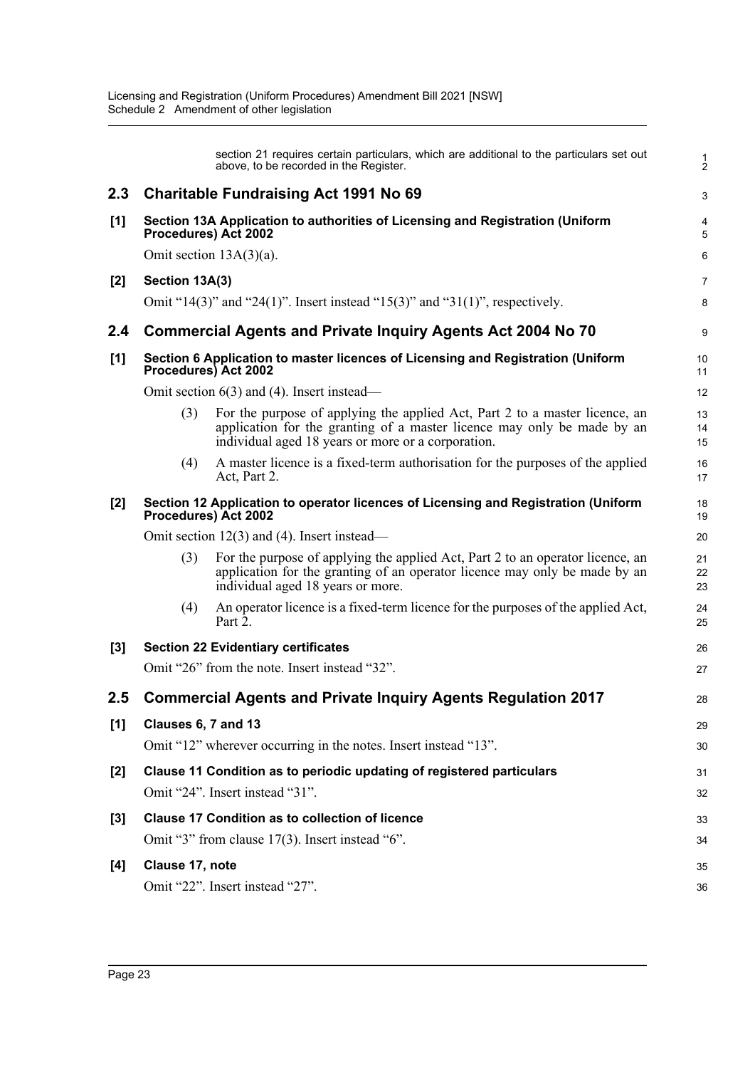section 21 requires certain particulars, which are additional to the particulars set out above, to be recorded in the Register.

## 2.3 Charitable Fundraising Act 1991 No 69

### [1] Section 13A Application to authorities of Licensing and Registration (Uniform Procedures) Act 2002

Omit section 13A(3)(a).

### [2] Section 13A(3)

Omit "14(3)" and "24(1)". Insert instead "15(3)" and "31(1)", respectively.

## 2.4 Commercial Agents and Private Inquiry Agents Act 2004 No 70

### [1] Section 6 Application to master licences of Licensing and Registration (Uniform Procedures) Act 2002

Omit section 6(3) and (4). Insert instead—

(3) For the purpose of applying the applied Act, Part 2 to a master licence, an application for the granting of a master licence may only be made by an individual aged 18 years or more or a corporation.

(4) A master licence is a fixed-term authorisation for the purposes of the applied Act, Part 2.

### [2] Section 12 Application to operator licences of Licensing and Registration (Uniform Procedures) Act 2002

Omit section 12(3) and (4). Insert instead—

(3) For the purpose of applying the applied Act, Part 2 to an operator licence, an application for the granting of an operator licence may only be made by an individual aged 18 years or more.

(4) An operator licence is a fixed-term licence for the purposes of the applied Act, Part 2.

### [3] Section 22 Evidentiary certificates

Omit "26" from the note. Insert instead "32".

## 2.5 Commercial Agents and Private Inquiry Agents Regulation 2017

### [1] Clauses 6, 7 and 13

Omit "12" wherever occurring in the notes. Insert instead "13".

### [2] Clause 11 Condition as to periodic updating of registered particulars

Omit "24". Insert instead "31".

### [3] Clause 17 Condition as to collection of licence

Omit "3" from clause 17(3). Insert instead "6".

### [4] Clause 17, note

Omit "22". Insert instead "27".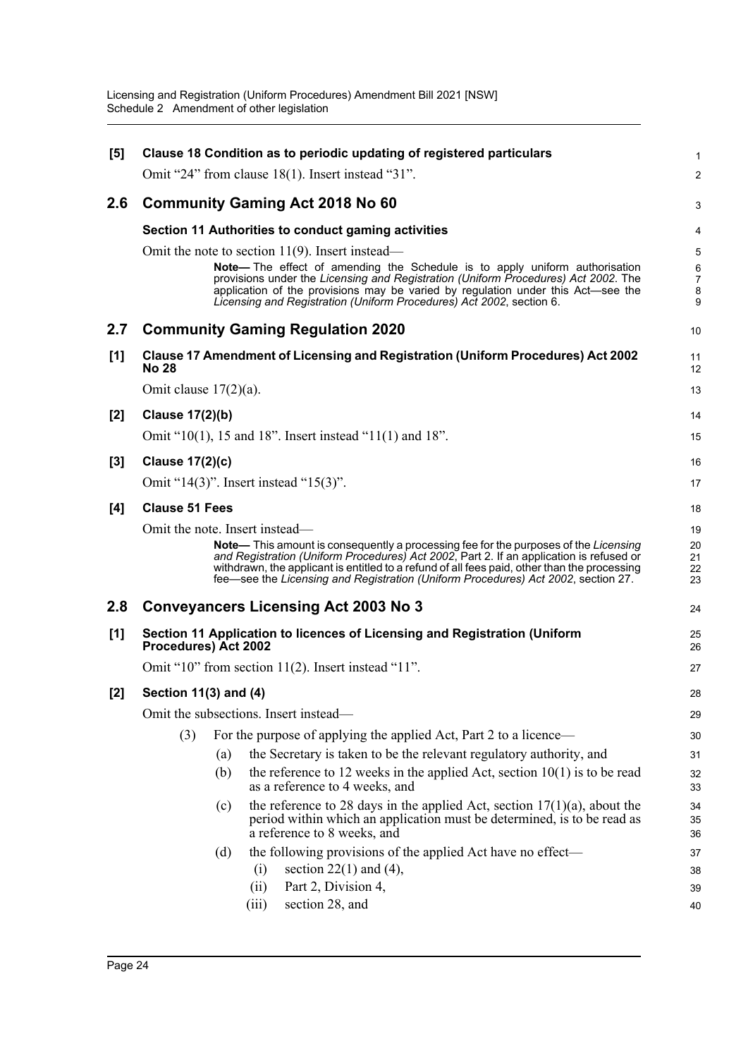**[5] Clause 18 Condition as to periodic updating of registered particulars**

Omit "24" from clause 18(1). Insert instead "31".

## 2.6 Community Gaming Act 2018 No 60

**Section 11 Authorities to conduct gaming activities**

Omit the note to section 11(9). Insert instead—

> **Note—** The effect of amending the Schedule is to apply uniform authorisation provisions under the *Licensing and Registration (Uniform Procedures) Act 2002*. The application of the provisions may be varied by regulation under this Act—see the *Licensing and Registration (Uniform Procedures) Act 2002*, section 6.

## 2.7 Community Gaming Regulation 2020

**[1] Clause 17 Amendment of Licensing and Registration (Uniform Procedures) Act 2002 No 28**

Omit clause 17(2)(a).

**[2] Clause 17(2)(b)**

Omit "10(1), 15 and 18". Insert instead "11(1) and 18".

**[3] Clause 17(2)(c)**

Omit "14(3)". Insert instead "15(3)".

**[4] Clause 51 Fees**

Omit the note. Insert instead—

> **Note—** This amount is consequently a processing fee for the purposes of the *Licensing and Registration (Uniform Procedures) Act 2002*, Part 2. If an application is refused or withdrawn, the applicant is entitled to a refund of all fees paid, other than the processing fee—see the *Licensing and Registration (Uniform Procedures) Act 2002*, section 27.

## 2.8 Conveyancers Licensing Act 2003 No 3

**[1] Section 11 Application to licences of Licensing and Registration (Uniform Procedures) Act 2002**

Omit "10" from section 11(2). Insert instead "11".

**[2] Section 11(3) and (4)**

Omit the subsections. Insert instead—

(3) For the purpose of applying the applied Act, Part 2 to a licence—

- (a) the Secretary is taken to be the relevant regulatory authority, and
- (b) the reference to 12 weeks in the applied Act, section 10(1) is to be read as a reference to 4 weeks, and
- (c) the reference to 28 days in the applied Act, section 17(1)(a), about the period within which an application must be determined, is to be read as a reference to 8 weeks, and
- (d) the following provisions of the applied Act have no effect—
  - (i) section 22(1) and (4),
  - (ii) Part 2, Division 4,
  - (iii) section 28, and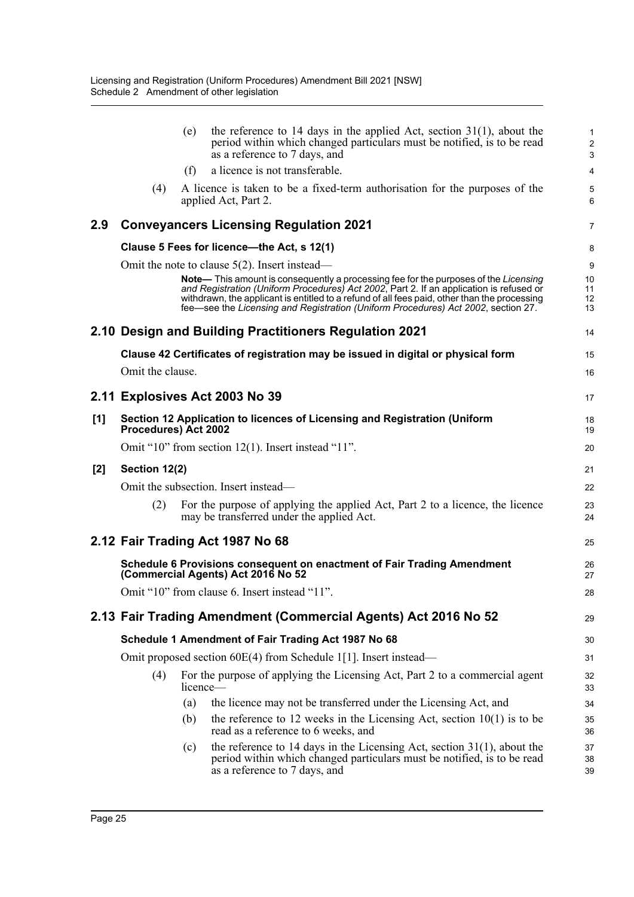(e) the reference to 14 days in the applied Act, section 31(1), about the period within which changed particulars must be notified, is to be read as a reference to 7 days, and

(f) a licence is not transferable.

(4) A licence is taken to be a fixed-term authorisation for the purposes of the applied Act, Part 2.

## 2.9 Conveyancers Licensing Regulation 2021

### Clause 5 Fees for licence—the Act, s 12(1)

Omit the note to clause 5(2). Insert instead—

> **Note—** This amount is consequently a processing fee for the purposes of the *Licensing and Registration (Uniform Procedures) Act 2002*, Part 2. If an application is refused or withdrawn, the applicant is entitled to a refund of all fees paid, other than the processing fee—see the *Licensing and Registration (Uniform Procedures) Act 2002*, section 27.

## 2.10 Design and Building Practitioners Regulation 2021

### Clause 42 Certificates of registration may be issued in digital or physical form

Omit the clause.

## 2.11 Explosives Act 2003 No 39

### [1] Section 12 Application to licences of Licensing and Registration (Uniform Procedures) Act 2002

Omit "10" from section 12(1). Insert instead "11".

### [2] Section 12(2)

Omit the subsection. Insert instead—

(2) For the purpose of applying the applied Act, Part 2 to a licence, the licence may be transferred under the applied Act.

## 2.12 Fair Trading Act 1987 No 68

### Schedule 6 Provisions consequent on enactment of Fair Trading Amendment (Commercial Agents) Act 2016 No 52

Omit "10" from clause 6. Insert instead "11".

## 2.13 Fair Trading Amendment (Commercial Agents) Act 2016 No 52

### Schedule 1 Amendment of Fair Trading Act 1987 No 68

Omit proposed section 60E(4) from Schedule 1[1]. Insert instead—

(4) For the purpose of applying the Licensing Act, Part 2 to a commercial agent licence—

(a) the licence may not be transferred under the Licensing Act, and

(b) the reference to 12 weeks in the Licensing Act, section 10(1) is to be read as a reference to 6 weeks, and

(c) the reference to 14 days in the Licensing Act, section 31(1), about the period within which changed particulars must be notified, is to be read as a reference to 7 days, and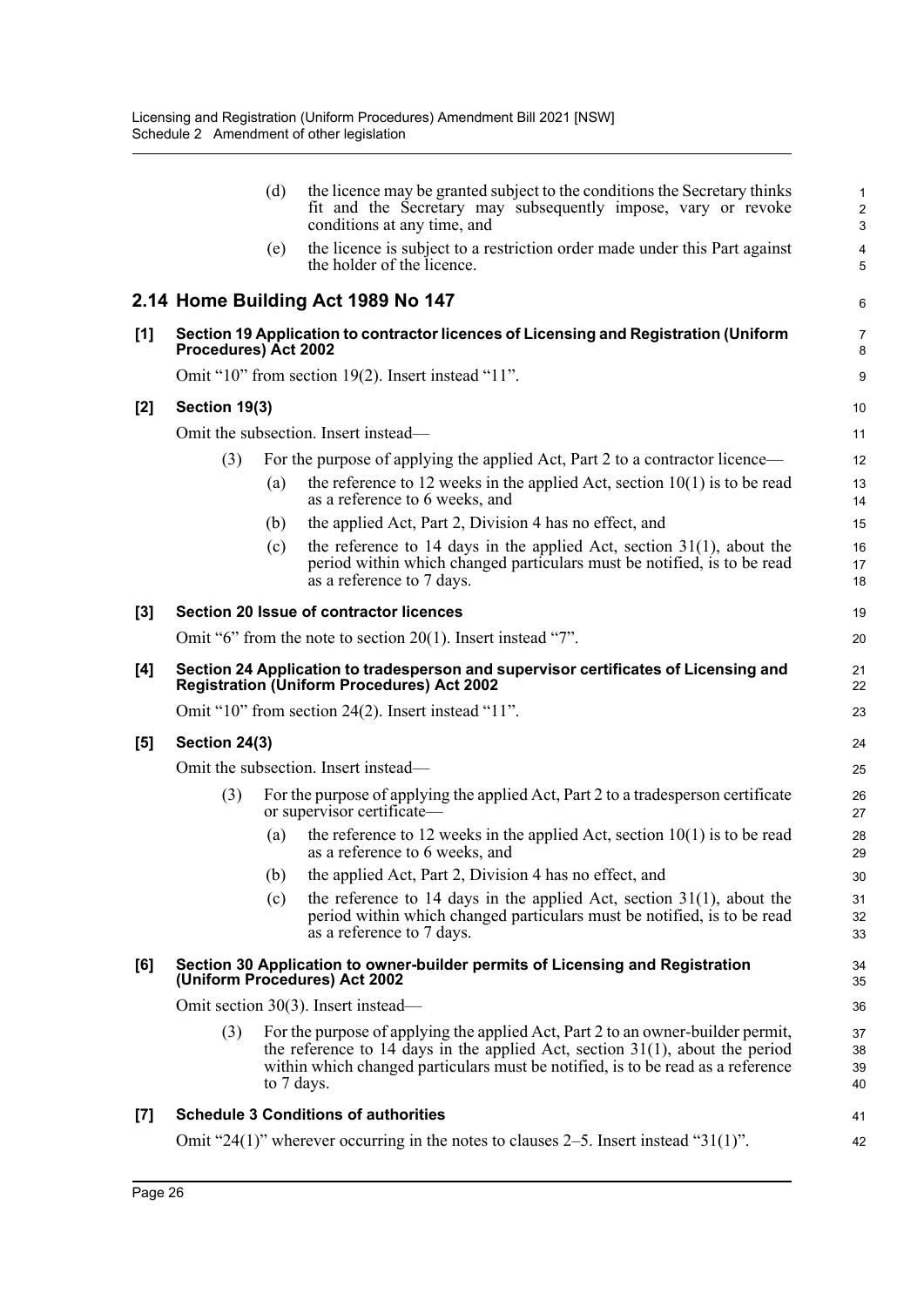(d) the licence may be granted subject to the conditions the Secretary thinks fit and the Secretary may subsequently impose, vary or revoke conditions at any time, and

(e) the licence is subject to a restriction order made under this Part against the holder of the licence.

## 2.14 Home Building Act 1989 No 147

**[1] Section 19 Application to contractor licences of Licensing and Registration (Uniform Procedures) Act 2002**

Omit "10" from section 19(2). Insert instead "11".

**[2] Section 19(3)**

Omit the subsection. Insert instead—

(3) For the purpose of applying the applied Act, Part 2 to a contractor licence—

(a) the reference to 12 weeks in the applied Act, section 10(1) is to be read as a reference to 6 weeks, and

(b) the applied Act, Part 2, Division 4 has no effect, and

(c) the reference to 14 days in the applied Act, section 31(1), about the period within which changed particulars must be notified, is to be read as a reference to 7 days.

**[3] Section 20 Issue of contractor licences**

Omit "6" from the note to section 20(1). Insert instead "7".

**[4] Section 24 Application to tradesperson and supervisor certificates of Licensing and Registration (Uniform Procedures) Act 2002**

Omit "10" from section 24(2). Insert instead "11".

**[5] Section 24(3)**

Omit the subsection. Insert instead—

(3) For the purpose of applying the applied Act, Part 2 to a tradesperson certificate or supervisor certificate—

(a) the reference to 12 weeks in the applied Act, section 10(1) is to be read as a reference to 6 weeks, and

(b) the applied Act, Part 2, Division 4 has no effect, and

(c) the reference to 14 days in the applied Act, section 31(1), about the period within which changed particulars must be notified, is to be read as a reference to 7 days.

**[6] Section 30 Application to owner-builder permits of Licensing and Registration (Uniform Procedures) Act 2002**

Omit section 30(3). Insert instead—

(3) For the purpose of applying the applied Act, Part 2 to an owner-builder permit, the reference to 14 days in the applied Act, section 31(1), about the period within which changed particulars must be notified, is to be read as a reference to 7 days.

**[7] Schedule 3 Conditions of authorities**

Omit "24(1)" wherever occurring in the notes to clauses 2–5. Insert instead "31(1)".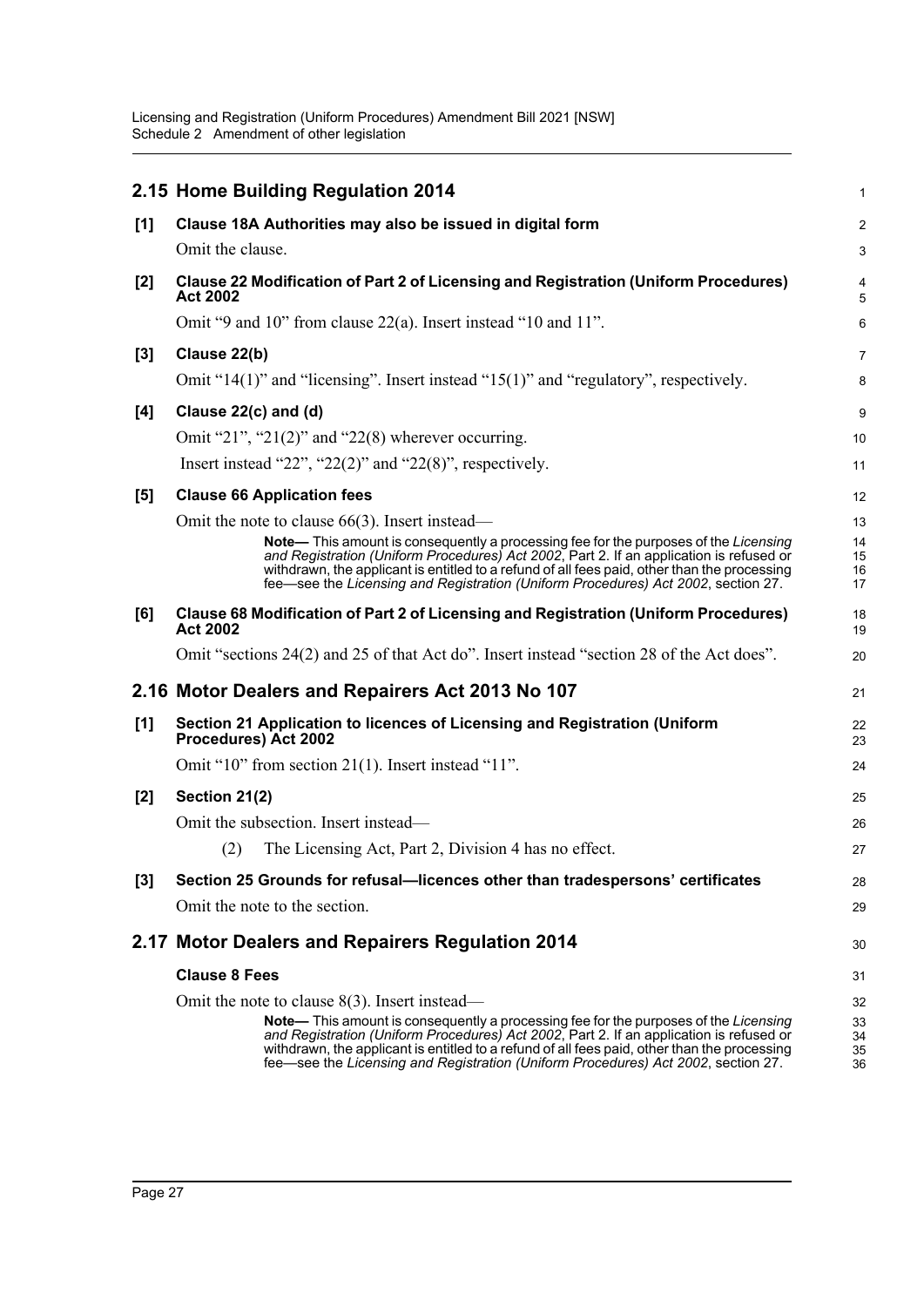## 2.15 Home Building Regulation 2014

**[1] Clause 18A Authorities may also be issued in digital form**

Omit the clause.

**[2] Clause 22 Modification of Part 2 of Licensing and Registration (Uniform Procedures) Act 2002**

Omit "9 and 10" from clause 22(a). Insert instead "10 and 11".

**[3] Clause 22(b)**

Omit "14(1)" and "licensing". Insert instead "15(1)" and "regulatory", respectively.

**[4] Clause 22(c) and (d)**

Omit "21", "21(2)" and "22(8) wherever occurring.

Insert instead "22", "22(2)" and "22(8)", respectively.

**[5] Clause 66 Application fees**

Omit the note to clause 66(3). Insert instead—

> **Note—** This amount is consequently a processing fee for the purposes of the *Licensing and Registration (Uniform Procedures) Act 2002*, Part 2. If an application is refused or withdrawn, the applicant is entitled to a refund of all fees paid, other than the processing fee—see the *Licensing and Registration (Uniform Procedures) Act 2002*, section 27.

**[6] Clause 68 Modification of Part 2 of Licensing and Registration (Uniform Procedures) Act 2002**

Omit "sections 24(2) and 25 of that Act do". Insert instead "section 28 of the Act does".

## 2.16 Motor Dealers and Repairers Act 2013 No 107

**[1] Section 21 Application to licences of Licensing and Registration (Uniform Procedures) Act 2002**

Omit "10" from section 21(1). Insert instead "11".

**[2] Section 21(2)**

Omit the subsection. Insert instead—

> (2) The Licensing Act, Part 2, Division 4 has no effect.

**[3] Section 25 Grounds for refusal—licences other than tradespersons' certificates**

Omit the note to the section.

## 2.17 Motor Dealers and Repairers Regulation 2014

**Clause 8 Fees**

Omit the note to clause 8(3). Insert instead—

> **Note—** This amount is consequently a processing fee for the purposes of the *Licensing and Registration (Uniform Procedures) Act 2002*, Part 2. If an application is refused or withdrawn, the applicant is entitled to a refund of all fees paid, other than the processing fee—see the *Licensing and Registration (Uniform Procedures) Act 2002*, section 27.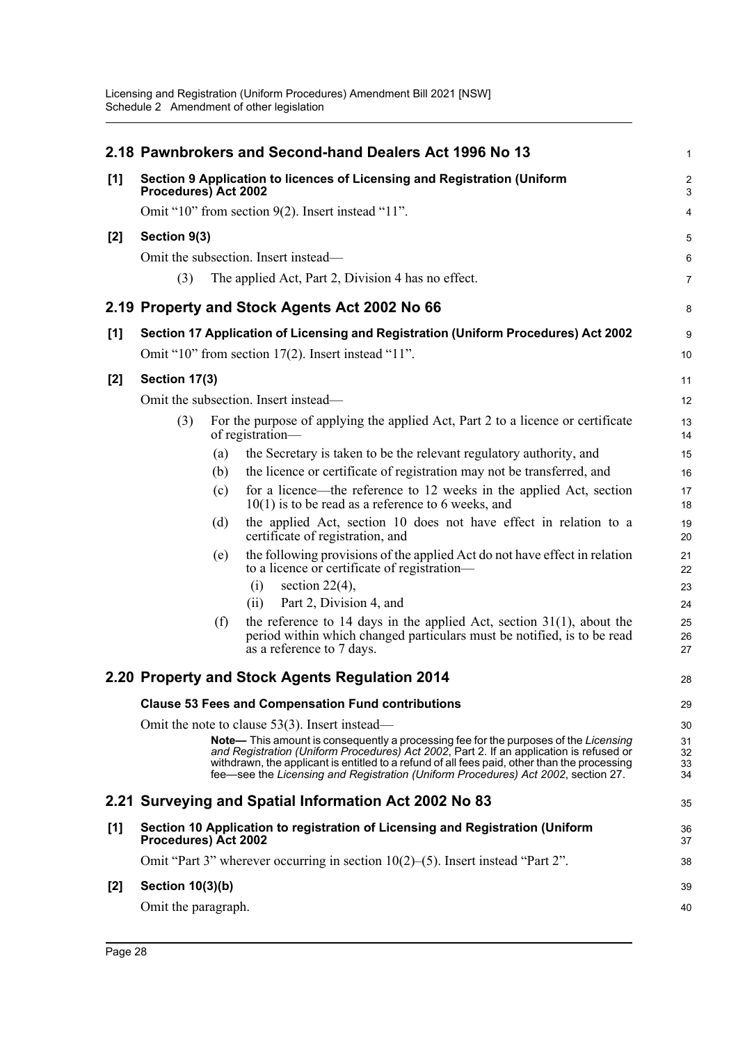## 2.18 Pawnbrokers and Second-hand Dealers Act 1996 No 13

**[1] Section 9 Application to licences of Licensing and Registration (Uniform Procedures) Act 2002**

Omit "10" from section 9(2). Insert instead "11".

**[2] Section 9(3)**

Omit the subsection. Insert instead—

(3) The applied Act, Part 2, Division 4 has no effect.

## 2.19 Property and Stock Agents Act 2002 No 66

**[1] Section 17 Application of Licensing and Registration (Uniform Procedures) Act 2002**

Omit "10" from section 17(2). Insert instead "11".

**[2] Section 17(3)**

Omit the subsection. Insert instead—

(3) For the purpose of applying the applied Act, Part 2 to a licence or certificate of registration—

(a) the Secretary is taken to be the relevant regulatory authority, and

(b) the licence or certificate of registration may not be transferred, and

(c) for a licence—the reference to 12 weeks in the applied Act, section 10(1) is to be read as a reference to 6 weeks, and

(d) the applied Act, section 10 does not have effect in relation to a certificate of registration, and

(e) the following provisions of the applied Act do not have effect in relation to a licence or certificate of registration—

(i) section 22(4),

(ii) Part 2, Division 4, and

(f) the reference to 14 days in the applied Act, section 31(1), about the period within which changed particulars must be notified, is to be read as a reference to 7 days.

## 2.20 Property and Stock Agents Regulation 2014

**Clause 53 Fees and Compensation Fund contributions**

Omit the note to clause 53(3). Insert instead—

**Note—** This amount is consequently a processing fee for the purposes of the *Licensing and Registration (Uniform Procedures) Act 2002*, Part 2. If an application is refused or withdrawn, the applicant is entitled to a refund of all fees paid, other than the processing fee—see the *Licensing and Registration (Uniform Procedures) Act 2002*, section 27.

## 2.21 Surveying and Spatial Information Act 2002 No 83

**[1] Section 10 Application to registration of Licensing and Registration (Uniform Procedures) Act 2002**

Omit "Part 3" wherever occurring in section 10(2)–(5). Insert instead "Part 2".

**[2] Section 10(3)(b)**

Omit the paragraph.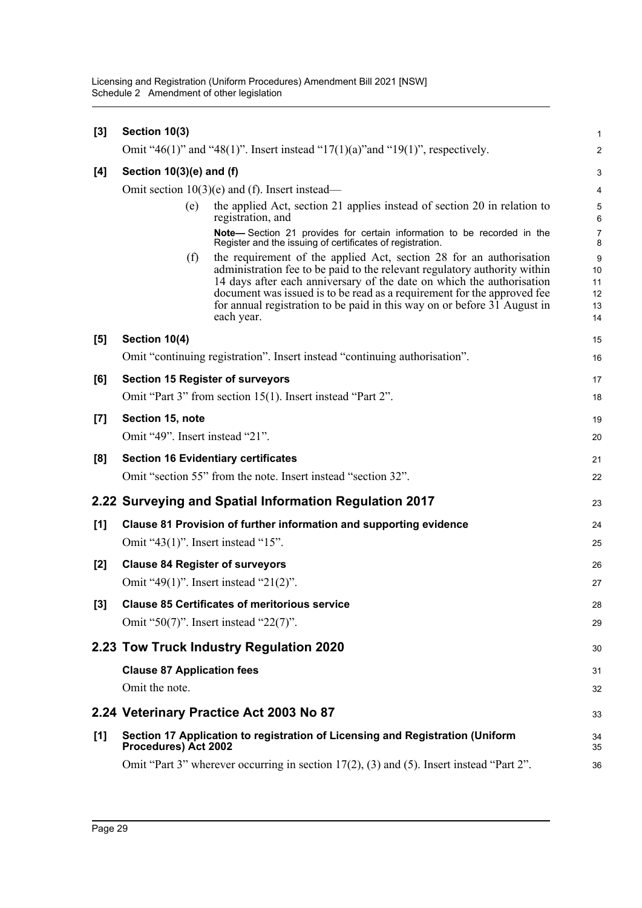**[3] Section 10(3)**

Omit “46(1)” and “48(1)”. Insert instead “17(1)(a)”and “19(1)”, respectively.

**[4] Section 10(3)(e) and (f)**

Omit section 10(3)(e) and (f). Insert instead—

(e) the applied Act, section 21 applies instead of section 20 in relation to registration, and

**Note—** Section 21 provides for certain information to be recorded in the Register and the issuing of certificates of registration.

(f) the requirement of the applied Act, section 28 for an authorisation administration fee to be paid to the relevant regulatory authority within 14 days after each anniversary of the date on which the authorisation document was issued is to be read as a requirement for the approved fee for annual registration to be paid in this way on or before 31 August in each year.

**[5] Section 10(4)**

Omit “continuing registration”. Insert instead “continuing authorisation”.

**[6] Section 15 Register of surveyors**

Omit “Part 3” from section 15(1). Insert instead “Part 2”.

**[7] Section 15, note**

Omit “49”. Insert instead “21”.

**[8] Section 16 Evidentiary certificates**

Omit “section 55” from the note. Insert instead “section 32”.

## 2.22 Surveying and Spatial Information Regulation 2017

**[1] Clause 81 Provision of further information and supporting evidence**

Omit “43(1)”. Insert instead “15”.

**[2] Clause 84 Register of surveyors**

Omit “49(1)”. Insert instead “21(2)”.

**[3] Clause 85 Certificates of meritorious service**

Omit “50(7)”. Insert instead “22(7)”.

## 2.23 Tow Truck Industry Regulation 2020

**Clause 87 Application fees**

Omit the note.

## 2.24 Veterinary Practice Act 2003 No 87

**[1] Section 17 Application to registration of Licensing and Registration (Uniform Procedures) Act 2002**

Omit “Part 3” wherever occurring in section 17(2), (3) and (5). Insert instead “Part 2”.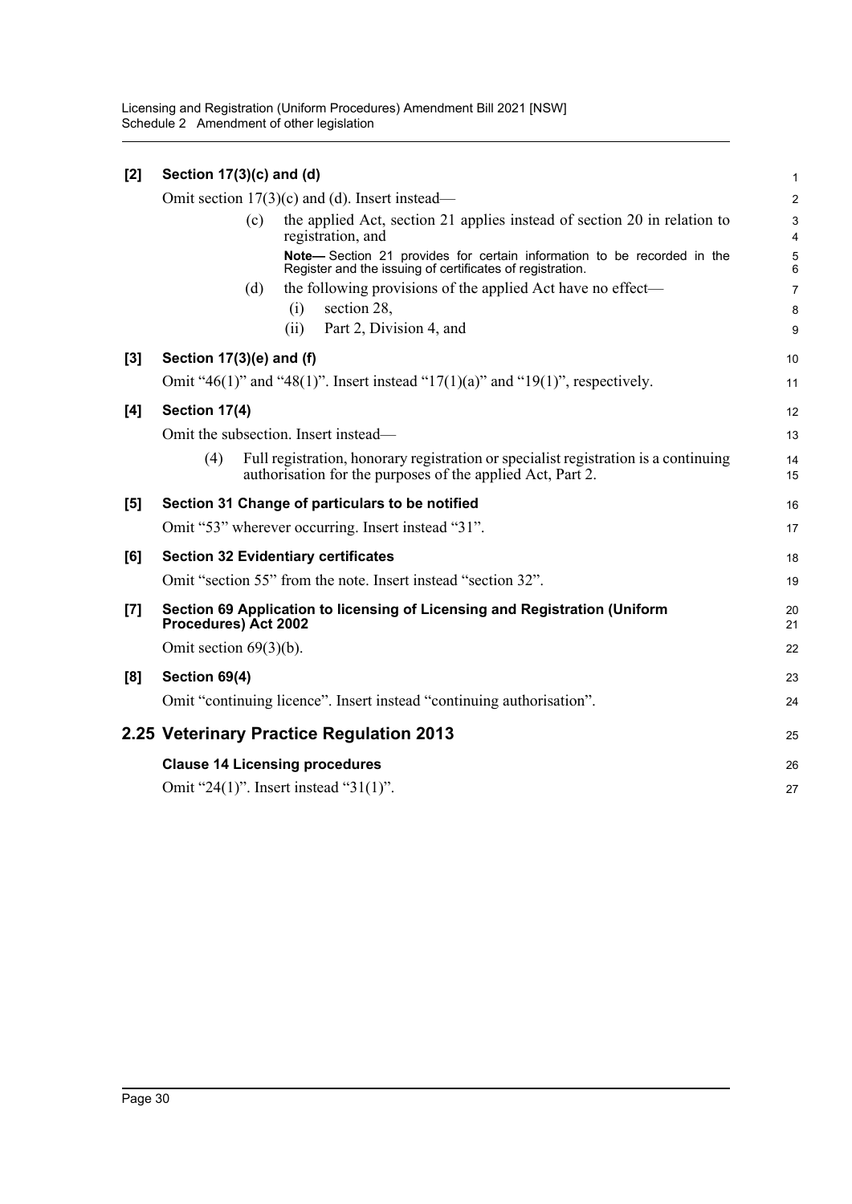**[2] Section 17(3)(c) and (d)**

Omit section 17(3)(c) and (d). Insert instead—

(c) the applied Act, section 21 applies instead of section 20 in relation to registration, and

**Note—** Section 21 provides for certain information to be recorded in the Register and the issuing of certificates of registration.

(d) the following provisions of the applied Act have no effect—

(i) section 28,

(ii) Part 2, Division 4, and

**[3] Section 17(3)(e) and (f)**

Omit "46(1)" and "48(1)". Insert instead "17(1)(a)" and "19(1)", respectively.

**[4] Section 17(4)**

Omit the subsection. Insert instead—

(4) Full registration, honorary registration or specialist registration is a continuing authorisation for the purposes of the applied Act, Part 2.

**[5] Section 31 Change of particulars to be notified**

Omit "53" wherever occurring. Insert instead "31".

**[6] Section 32 Evidentiary certificates**

Omit "section 55" from the note. Insert instead "section 32".

**[7] Section 69 Application to licensing of Licensing and Registration (Uniform Procedures) Act 2002**

Omit section 69(3)(b).

**[8] Section 69(4)**

Omit "continuing licence". Insert instead "continuing authorisation".

## 2.25 Veterinary Practice Regulation 2013

**Clause 14 Licensing procedures**

Omit "24(1)". Insert instead "31(1)".